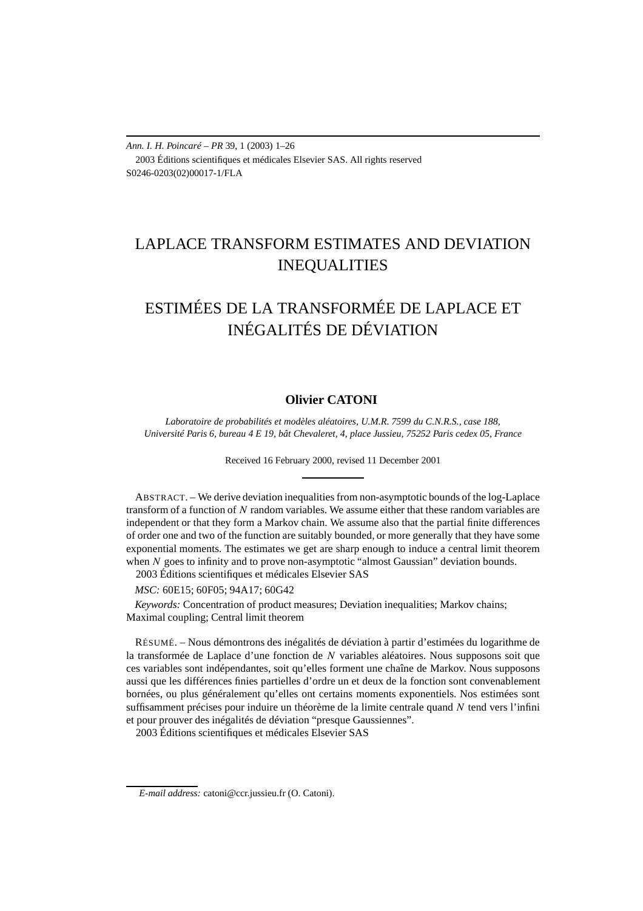Ann. I. H. Poincaré – PR 39, 1 (2003) 1–26
2003 Éditions scientifiques et médicales Elsevier SAS. All rights reserved
S0246-0203(02)00017-1/FLA

# LAPLACE TRANSFORM ESTIMATES AND DEVIATION INEQUALITIES

# ESTIMÉES DE LA TRANSFORMÉE DE LAPLACE ET INÉGALITÉS DE DÉVIATION

**Olivier CATONI**

*Laboratoire de probabilités et modèles aléatoires, U.M.R. 7599 du C.N.R.S., case 188, Université Paris 6, bureau 4 E 19, bât Chevaleret, 4, place Jussieu, 75252 Paris cedex 05, France*

Received 16 February 2000, revised 11 December 2001

ABSTRACT. – We derive deviation inequalities from non-asymptotic bounds of the log-Laplace transform of a function of $N$ random variables. We assume either that these random variables are independent or that they form a Markov chain. We assume also that the partial finite differences of order one and two of the function are suitably bounded, or more generally that they have some exponential moments. The estimates we get are sharp enough to induce a central limit theorem when $N$ goes to infinity and to prove non-asymptotic "almost Gaussian" deviation bounds.
2003 Éditions scientifiques et médicales Elsevier SAS

*MSC:* 60E15; 60F05; 94A17; 60G42

*Keywords:* Concentration of product measures; Deviation inequalities; Markov chains; Maximal coupling; Central limit theorem

RÉSUMÉ. – Nous démontrons des inégalités de déviation à partir d'estimées du logarithme de la transformée de Laplace d'une fonction de $N$ variables aléatoires. Nous supposons soit que ces variables sont indépendantes, soit qu'elles forment une chaîne de Markov. Nous supposons aussi que les différences finies partielles d'ordre un et deux de la fonction sont convenablement bornées, ou plus généralement qu'elles ont certains moments exponentiels. Nos estimées sont suffisamment précises pour induire un théorème de la limite centrale quand $N$ tend vers l'infini et pour prouver des inégalités de déviation "presque Gaussiennes".
2003 Éditions scientifiques et médicales Elsevier SAS

*E-mail address:* catoni@ccr.jussieu.fr (O. Catoni).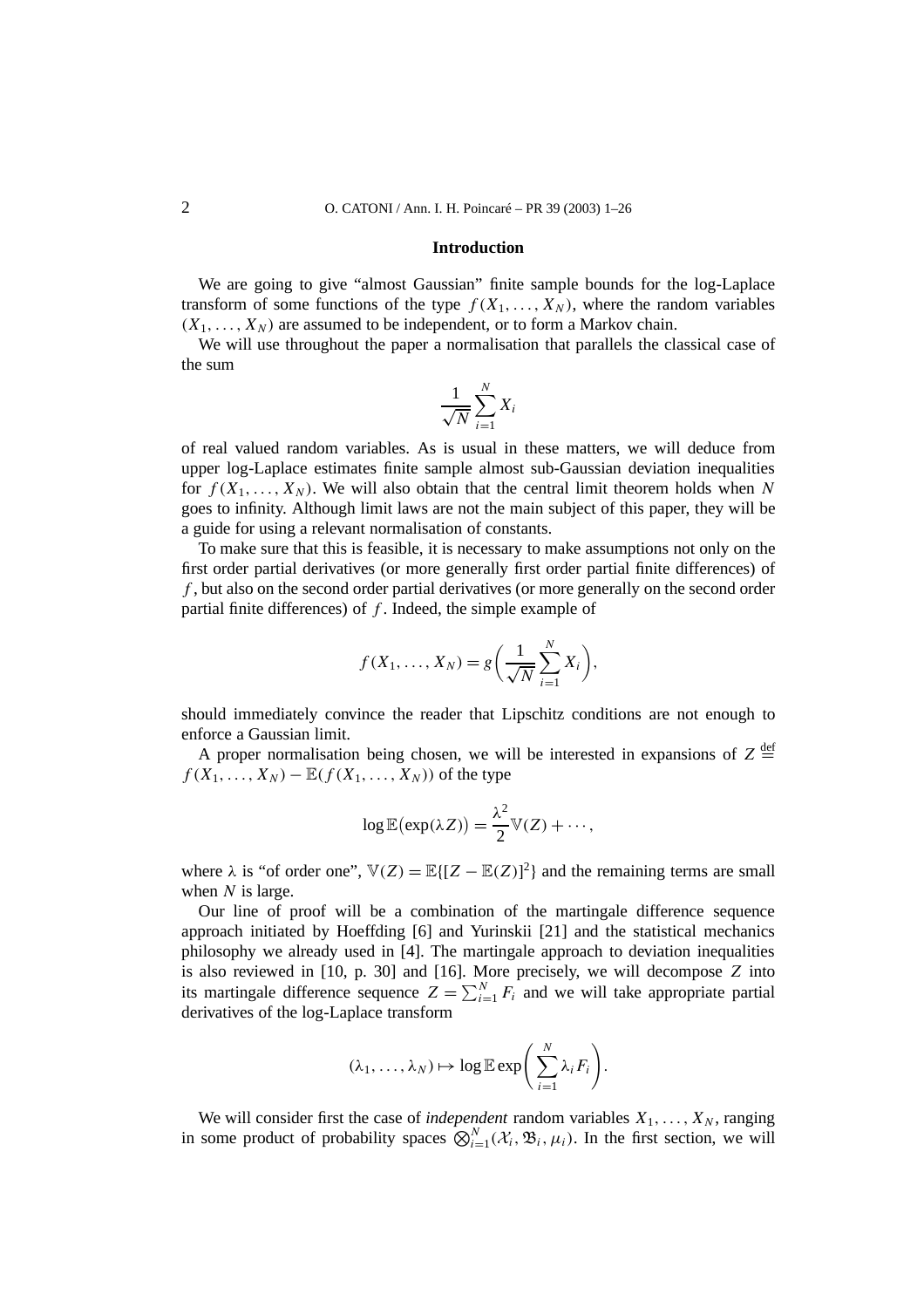## Introduction

We are going to give "almost Gaussian" finite sample bounds for the log-Laplace transform of some functions of the type $f(X_1,\dots,X_N)$, where the random variables $(X_1,\dots,X_N)$ are assumed to be independent, or to form a Markov chain.

We will use throughout the paper a normalisation that parallels the classical case of the sum

$$\frac{1}{\sqrt{N}}\sum_{i=1}^{N} X_i$$

of real valued random variables. As is usual in these matters, we will deduce from upper log-Laplace estimates finite sample almost sub-Gaussian deviation inequalities for $f(X_1,\dots,X_N)$. We will also obtain that the central limit theorem holds when $N$ goes to infinity. Although limit laws are not the main subject of this paper, they will be a guide for using a relevant normalisation of constants.

To make sure that this is feasible, it is necessary to make assumptions not only on the first order partial derivatives (or more generally first order partial finite differences) of $f$, but also on the second order partial derivatives (or more generally on the second order partial finite differences) of $f$. Indeed, the simple example of

$$f(X_1,\dots,X_N) = g\left(\frac{1}{\sqrt{N}}\sum_{i=1}^{N} X_i\right),$$

should immediately convince the reader that Lipschitz conditions are not enough to enforce a Gaussian limit.

A proper normalisation being chosen, we will be interested in expansions of $Z \overset{\text{def}}{=} f(X_1,\dots,X_N) - \mathbb{E}(f(X_1,\dots,X_N))$ of the type

$$\log \mathbb{E}\big(\exp(\lambda Z)\big) = \frac{\lambda^2}{2}\mathbb{V}(Z) + \cdots,$$

where $\lambda$ is "of order one", $\mathbb{V}(Z) = \mathbb{E}\{[Z-\mathbb{E}(Z)]^2\}$ and the remaining terms are small when $N$ is large.

Our line of proof will be a combination of the martingale difference sequence approach initiated by Hoeffding [6] and Yurinskii [21] and the statistical mechanics philosophy we already used in [4]. The martingale approach to deviation inequalities is also reviewed in [10, p. 30] and [16]. More precisely, we will decompose $Z$ into its martingale difference sequence $Z = \sum_{i=1}^{N} F_i$ and we will take appropriate partial derivatives of the log-Laplace transform

$$(\lambda_1,\dots,\lambda_N) \mapsto \log \mathbb{E}\exp\left(\sum_{i=1}^{N}\lambda_i F_i\right).$$

We will consider first the case of *independent* random variables $X_1,\dots,X_N$, ranging in some product of probability spaces $\bigotimes_{i=1}^{N}(\mathcal{X}_i,\mathfrak{B}_i,\mu_i)$. In the first section, we will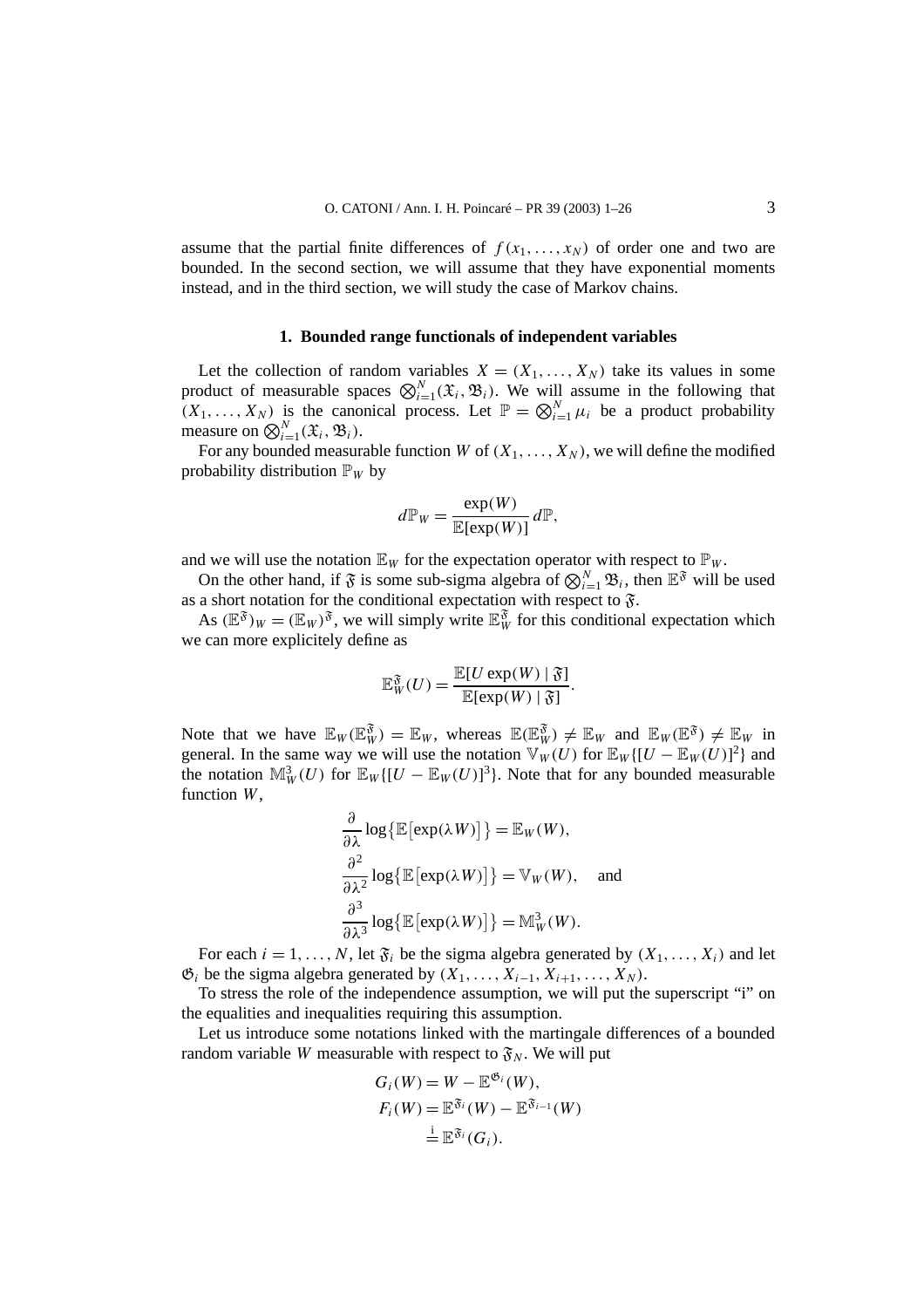assume that the partial finite differences of $f(x_1, \ldots, x_N)$ of order one and two are bounded. In the second section, we will assume that they have exponential moments instead, and in the third section, we will study the case of Markov chains.

## 1. Bounded range functionals of independent variables

Let the collection of random variables $X = (X_1, \ldots, X_N)$ take its values in some product of measurable spaces $\bigotimes_{i=1}^N (\mathfrak{X}_i, \mathfrak{B}_i)$. We will assume in the following that $(X_1, \ldots, X_N)$ is the canonical process. Let $\mathbb{P} = \bigotimes_{i=1}^N \mu_i$ be a product probability measure on $\bigotimes_{i=1}^N (\mathfrak{X}_i, \mathfrak{B}_i)$.

For any bounded measurable function $W$ of $(X_1, \ldots, X_N)$, we will define the modified probability distribution $\mathbb{P}_W$ by

$$d\mathbb{P}_W = \frac{\exp(W)}{\mathbb{E}[\exp(W)]}\, d\mathbb{P},$$

and we will use the notation $\mathbb{E}_W$ for the expectation operator with respect to $\mathbb{P}_W$.

On the other hand, if $\mathfrak{F}$ is some sub-sigma algebra of $\bigotimes_{i=1}^N \mathfrak{B}_i$, then $\mathbb{E}^{\mathfrak{F}}$ will be used as a short notation for the conditional expectation with respect to $\mathfrak{F}$.

As $(\mathbb{E}^{\mathfrak{F}})_W = (\mathbb{E}_W)^{\mathfrak{F}}$, we will simply write $\mathbb{E}_W^{\mathfrak{F}}$ for this conditional expectation which we can more explicitely define as

$$\mathbb{E}_W^{\mathfrak{F}}(U) = \frac{\mathbb{E}[U \exp(W) \mid \mathfrak{F}]}{\mathbb{E}[\exp(W) \mid \mathfrak{F}]}.$$

Note that we have $\mathbb{E}_W(\mathbb{E}_W^{\mathfrak{F}}) = \mathbb{E}_W$, whereas $\mathbb{E}(\mathbb{E}_W^{\mathfrak{F}}) \neq \mathbb{E}_W$ and $\mathbb{E}_W(\mathbb{E}^{\mathfrak{F}}) \neq \mathbb{E}_W$ in general. In the same way we will use the notation $\mathbb{V}_W(U)$ for $\mathbb{E}_W\{[U - \mathbb{E}_W(U)]^2\}$ and the notation $\mathbb{M}_W^3(U)$ for $\mathbb{E}_W\{[U - \mathbb{E}_W(U)]^3\}$. Note that for any bounded measurable function $W$,

$$\begin{aligned}
&\frac{\partial}{\partial \lambda} \log\{\mathbb{E}[\exp(\lambda W)]\} = \mathbb{E}_W(W),\\
&\frac{\partial^2}{\partial \lambda^2} \log\{\mathbb{E}[\exp(\lambda W)]\} = \mathbb{V}_W(W), \quad \text{and}\\
&\frac{\partial^3}{\partial \lambda^3} \log\{\mathbb{E}[\exp(\lambda W)]\} = \mathbb{M}_W^3(W).
\end{aligned}$$

For each $i = 1, \ldots, N$, let $\mathfrak{F}_i$ be the sigma algebra generated by $(X_1, \ldots, X_i)$ and let $\mathfrak{G}_i$ be the sigma algebra generated by $(X_1, \ldots, X_{i-1}, X_{i+1}, \ldots, X_N)$.

To stress the role of the independence assumption, we will put the superscript "i" on the equalities and inequalities requiring this assumption.

Let us introduce some notations linked with the martingale differences of a bounded random variable $W$ measurable with respect to $\mathfrak{F}_N$. We will put

$$\begin{aligned}
G_i(W) &= W - \mathbb{E}^{\mathfrak{G}_i}(W),\\
F_i(W) &= \mathbb{E}^{\mathfrak{F}_i}(W) - \mathbb{E}^{\mathfrak{F}_{i-1}}(W)\\
&\overset{\text{i}}{=} \mathbb{E}^{\mathfrak{F}_i}(G_i).
\end{aligned}$$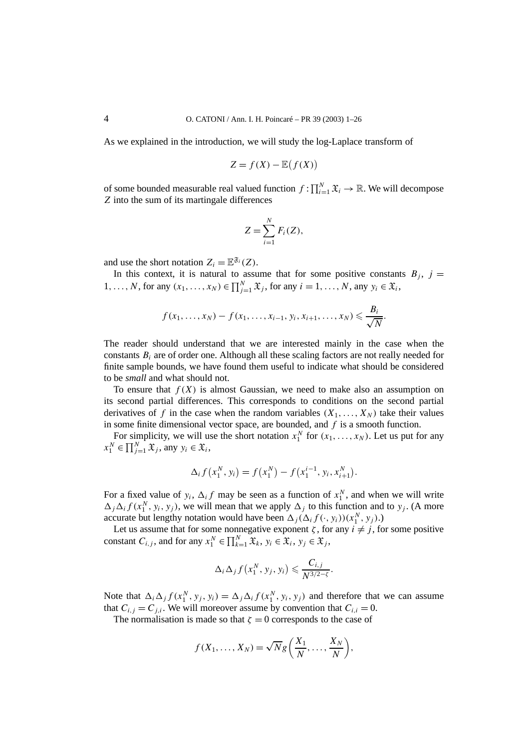As we explained in the introduction, we will study the log-Laplace transform of

$$Z = f(X) - \mathbb{E}\big(f(X)\big)$$

of some bounded measurable real valued function $f : \prod_{i=1}^N \mathfrak{X}_i \to \mathbb{R}$. We will decompose $Z$ into the sum of its martingale differences

$$Z = \sum_{i=1}^N F_i(Z),$$

and use the short notation $Z_i = \mathbb{E}^{\mathfrak{F}_i}(Z)$.

In this context, it is natural to assume that for some positive constants $B_j$, $j = 1, \ldots, N$, for any $(x_1, \ldots, x_N) \in \prod_{j=1}^N \mathfrak{X}_j$, for any $i = 1, \ldots, N$, any $y_i \in \mathfrak{X}_i$,

$$f(x_1, \ldots, x_N) - f(x_1, \ldots, x_{i-1}, y_i, x_{i+1}, \ldots, x_N) \leqslant \frac{B_i}{\sqrt{N}}.$$

The reader should understand that we are interested mainly in the case when the constants $B_i$ are of order one. Although all these scaling factors are not really needed for finite sample bounds, we have found them useful to indicate what should be considered to be *small* and what should not.

To ensure that $f(X)$ is almost Gaussian, we need to make also an assumption on its second partial differences. This corresponds to conditions on the second partial derivatives of $f$ in the case when the random variables $(X_1, \ldots, X_N)$ take their values in some finite dimensional vector space, are bounded, and $f$ is a smooth function.

For simplicity, we will use the short notation $x_1^N$ for $(x_1, \ldots, x_N)$. Let us put for any $x_1^N \in \prod_{j=1}^N \mathfrak{X}_j$, any $y_i \in \mathfrak{X}_i$,

$$\Delta_i f\big(x_1^N, y_i\big) = f\big(x_1^N\big) - f\big(x_1^{i-1}, y_i, x_{i+1}^N\big).$$

For a fixed value of $y_i$, $\Delta_i f$ may be seen as a function of $x_1^N$, and when we will write $\Delta_j \Delta_i f(x_1^N, y_i, y_j)$, we will mean that we apply $\Delta_j$ to this function and to $y_j$. (A more accurate but lengthy notation would have been $\Delta_j(\Delta_i f(\cdot, y_i))(x_1^N, y_j)$.)

Let us assume that for some nonnegative exponent $\zeta$, for any $i \neq j$, for some positive constant $C_{i,j}$, and for any $x_1^N \in \prod_{k=1}^N \mathfrak{X}_k$, $y_i \in \mathfrak{X}_i$, $y_j \in \mathfrak{X}_j$,

$$\Delta_i \Delta_j f\big(x_1^N, y_j, y_i\big) \leqslant \frac{C_{i,j}}{N^{3/2-\zeta}}.$$

Note that $\Delta_i \Delta_j f(x_1^N, y_j, y_i) = \Delta_j \Delta_i f(x_1^N, y_i, y_j)$ and therefore that we can assume that $C_{i,j} = C_{j,i}$. We will moreover assume by convention that $C_{i,i} = 0$.

The normalisation is made so that $\zeta = 0$ corresponds to the case of

$$f(X_1, \ldots, X_N) = \sqrt{N} g\left(\frac{X_1}{N}, \ldots, \frac{X_N}{N}\right),$$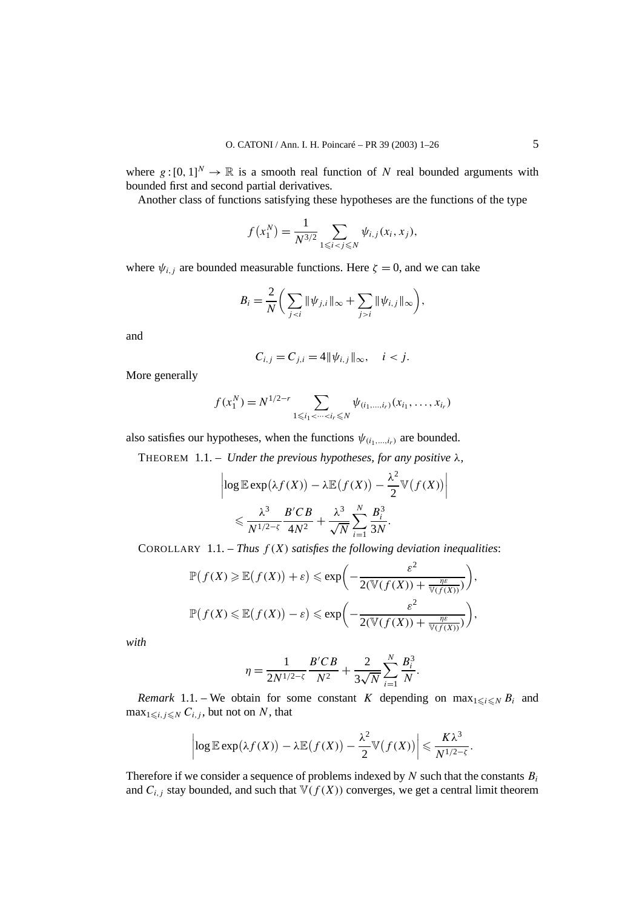where $g:[0,1]^N \to \mathbb{R}$ is a smooth real function of $N$ real bounded arguments with bounded first and second partial derivatives.

Another class of functions satisfying these hypotheses are the functions of the type

$$f\big(x_1^N\big) = \frac{1}{N^{3/2}} \sum_{1 \leqslant i < j \leqslant N} \psi_{i,j}(x_i, x_j),$$

where $\psi_{i,j}$ are bounded measurable functions. Here $\zeta = 0$, and we can take

$$B_i = \frac{2}{N}\bigg( \sum_{j<i} \|\psi_{j,i}\|_\infty + \sum_{j>i} \|\psi_{i,j}\|_\infty \bigg),$$

and

$$C_{i,j} = C_{j,i} = 4\|\psi_{i,j}\|_\infty, \quad i < j.$$

More generally

$$f\big(x_1^N\big) = N^{1/2-r} \sum_{1 \leqslant i_1 < \cdots < i_r \leqslant N} \psi_{(i_1,\ldots,i_r)}(x_{i_1}, \ldots, x_{i_r})$$

also satisfies our hypotheses, when the functions $\psi_{(i_1,\ldots,i_r)}$ are bounded.

THEOREM 1.1. – *Under the previous hypotheses, for any positive $\lambda$,*

$$\bigg|\log \mathbb{E} \exp\big(\lambda f(X)\big) - \lambda \mathbb{E}\big(f(X)\big) - \frac{\lambda^2}{2} \mathbb{V}\big(f(X)\big)\bigg| \leqslant \frac{\lambda^3}{N^{1/2-\zeta}} \frac{B'CB}{4N^2} + \frac{\lambda^3}{\sqrt{N}} \sum_{i=1}^N \frac{B_i^3}{3N}.$$

COROLLARY 1.1. – *Thus $f(X)$ satisfies the following deviation inequalities*:

$$\mathbb{P}\big(f(X) \geqslant \mathbb{E}\big(f(X)\big) + \varepsilon\big) \leqslant \exp\bigg(-\frac{\varepsilon^2}{2(\mathbb{V}(f(X)) + \frac{\eta\varepsilon}{\mathbb{V}(f(X))})}\bigg),$$

$$\mathbb{P}\big(f(X) \leqslant \mathbb{E}\big(f(X)\big) - \varepsilon\big) \leqslant \exp\bigg(-\frac{\varepsilon^2}{2(\mathbb{V}(f(X)) + \frac{\eta\varepsilon}{\mathbb{V}(f(X))})}\bigg),$$

*with*

$$\eta = \frac{1}{2N^{1/2-\zeta}} \frac{B'CB}{N^2} + \frac{2}{3\sqrt{N}} \sum_{i=1}^N \frac{B_i^3}{N}.$$

*Remark* 1.1. – We obtain for some constant $K$ depending on $\max_{1 \leqslant i \leqslant N} B_i$ and $\max_{1 \leqslant i,j \leqslant N} C_{i,j}$, but not on $N$, that

$$\bigg|\log \mathbb{E} \exp\big(\lambda f(X)\big) - \lambda \mathbb{E}\big(f(X)\big) - \frac{\lambda^2}{2} \mathbb{V}\big(f(X)\big)\bigg| \leqslant \frac{K\lambda^3}{N^{1/2-\zeta}}.$$

Therefore if we consider a sequence of problems indexed by $N$ such that the constants $B_i$ and $C_{i,j}$ stay bounded, and such that $\mathbb{V}(f(X))$ converges, we get a central limit theorem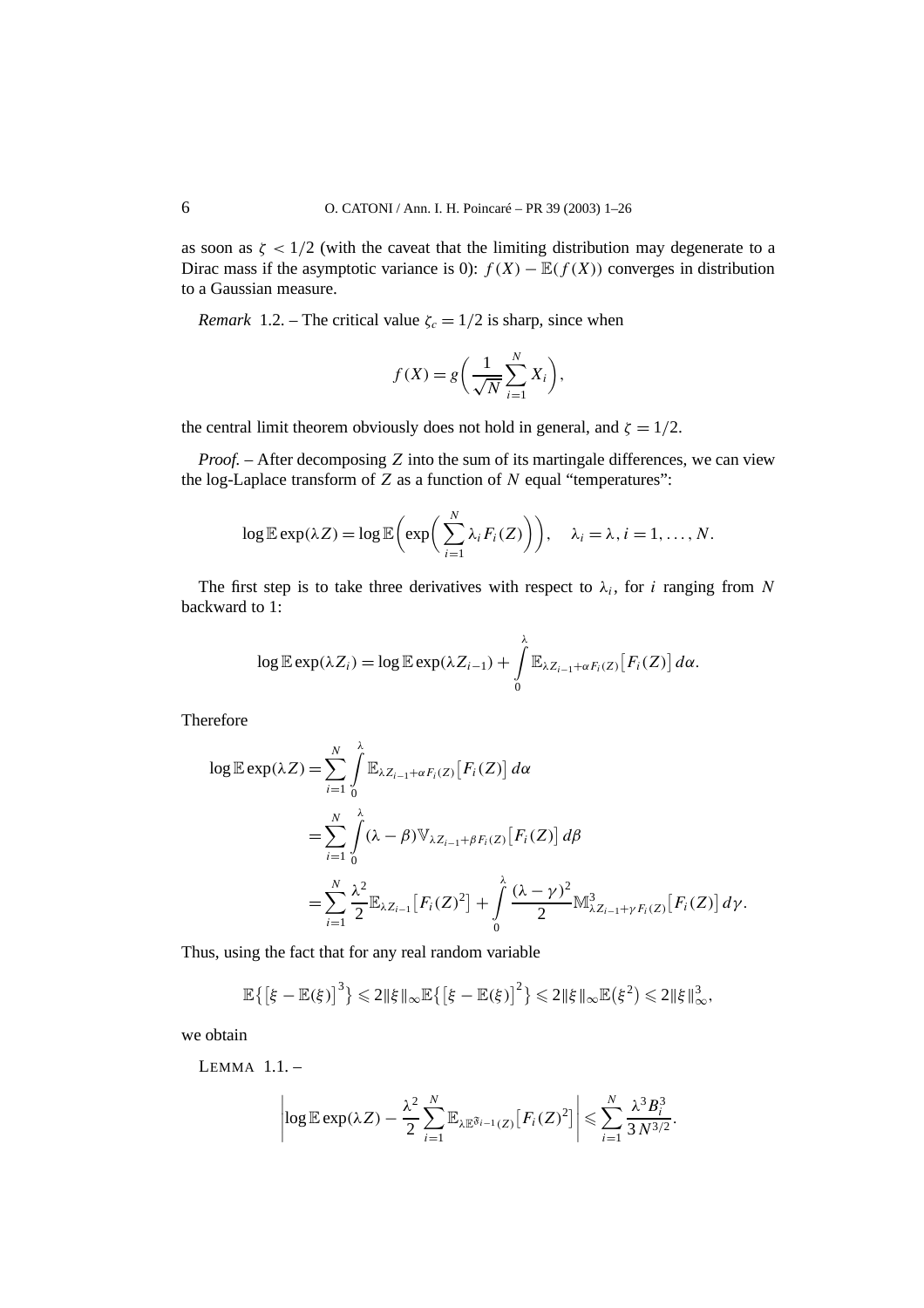as soon as $\zeta < 1/2$ (with the caveat that the limiting distribution may degenerate to a Dirac mass if the asymptotic variance is 0): $f(X) - \mathbb{E}(f(X))$ converges in distribution to a Gaussian measure.

*Remark* 1.2. – The critical value $\zeta_c = 1/2$ is sharp, since when

$$f(X) = g\bigg(\frac{1}{\sqrt{N}}\sum_{i=1}^{N} X_i\bigg),$$

the central limit theorem obviously does not hold in general, and $\zeta = 1/2$.

*Proof.* – After decomposing $Z$ into the sum of its martingale differences, we can view the log-Laplace transform of $Z$ as a function of $N$ equal "temperatures":

$$\log \mathbb{E}\exp(\lambda Z) = \log \mathbb{E}\bigg(\exp\bigg(\sum_{i=1}^{N} \lambda_i F_i(Z)\bigg)\bigg), \quad \lambda_i = \lambda, i = 1, \ldots, N.$$

The first step is to take three derivatives with respect to $\lambda_i$, for $i$ ranging from $N$ backward to 1:

$$\log \mathbb{E}\exp(\lambda Z_i) = \log \mathbb{E}\exp(\lambda Z_{i-1}) + \int_0^{\lambda} \mathbb{E}_{\lambda Z_{i-1} + \alpha F_i(Z)}\big[F_i(Z)\big]\, d\alpha.$$

Therefore

$$\begin{aligned}
\log \mathbb{E}\exp(\lambda Z) &= \sum_{i=1}^{N} \int_0^{\lambda} \mathbb{E}_{\lambda Z_{i-1} + \alpha F_i(Z)}\big[F_i(Z)\big]\, d\alpha \\
&= \sum_{i=1}^{N} \int_0^{\lambda} (\lambda - \beta) \mathbb{V}_{\lambda Z_{i-1} + \beta F_i(Z)}\big[F_i(Z)\big]\, d\beta \\
&= \sum_{i=1}^{N} \frac{\lambda^2}{2} \mathbb{E}_{\lambda Z_{i-1}}\big[F_i(Z)^2\big] + \int_0^{\lambda} \frac{(\lambda - \gamma)^2}{2} \mathbb{M}^3_{\lambda Z_{i-1} + \gamma F_i(Z)}\big[F_i(Z)\big]\, d\gamma.
\end{aligned}$$

Thus, using the fact that for any real random variable

$$\mathbb{E}\big\{\big[\xi - \mathbb{E}(\xi)\big]^3\big\} \leqslant 2\|\xi\|_\infty \mathbb{E}\big\{\big[\xi - \mathbb{E}(\xi)\big]^2\big\} \leqslant 2\|\xi\|_\infty \mathbb{E}\big(\xi^2\big) \leqslant 2\|\xi\|_\infty^3,$$

we obtain

LEMMA 1.1. –

$$\left|\log \mathbb{E}\exp(\lambda Z) - \frac{\lambda^2}{2}\sum_{i=1}^{N} \mathbb{E}_{\lambda \mathbb{E}^{\mathfrak{F}_{i-1}}(Z)}\big[F_i(Z)^2\big]\right| \leqslant \sum_{i=1}^{N} \frac{\lambda^3 B_i^3}{3N^{3/2}}.$$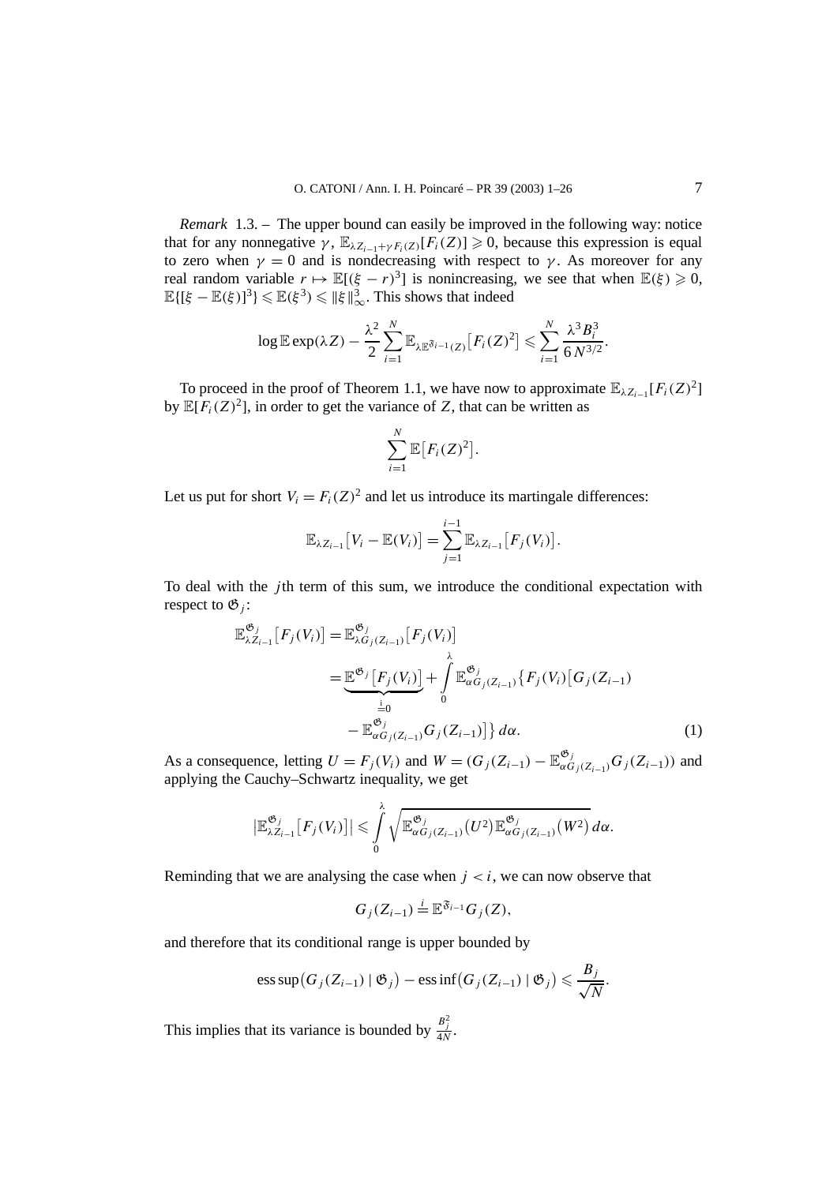*Remark* 1.3. – The upper bound can easily be improved in the following way: notice that for any nonnegative $\gamma$, $\mathbb{E}_{\lambda Z_{i-1}+\gamma F_i(Z)}[F_i(Z)] \geqslant 0$, because this expression is equal to zero when $\gamma = 0$ and is nondecreasing with respect to $\gamma$. As moreover for any real random variable $r \mapsto \mathbb{E}[(\xi - r)^3]$ is nonincreasing, we see that when $\mathbb{E}(\xi) \geqslant 0$, $\mathbb{E}\{[\xi - \mathbb{E}(\xi)]^3\} \leqslant \mathbb{E}(\xi^3) \leqslant \|\xi\|_\infty^3$. This shows that indeed

$$\log \mathbb{E} \exp(\lambda Z) - \frac{\lambda^2}{2} \sum_{i=1}^N \mathbb{E}_{\lambda \mathbb{E}^{\mathfrak{F}_{i-1}}(Z)}\big[F_i(Z)^2\big] \leqslant \sum_{i=1}^N \frac{\lambda^3 B_i^3}{6 N^{3/2}}.$$

To proceed in the proof of Theorem 1.1, we have now to approximate $\mathbb{E}_{\lambda Z_{i-1}}[F_i(Z)^2]$ by $\mathbb{E}[F_i(Z)^2]$, in order to get the variance of $Z$, that can be written as

$$\sum_{i=1}^N \mathbb{E}\big[F_i(Z)^2\big].$$

Let us put for short $V_i = F_i(Z)^2$ and let us introduce its martingale differences:

$$\mathbb{E}_{\lambda Z_{i-1}}\big[V_i - \mathbb{E}(V_i)\big] = \sum_{j=1}^{i-1} \mathbb{E}_{\lambda Z_{i-1}}\big[F_j(V_i)\big].$$

To deal with the $j$th term of this sum, we introduce the conditional expectation with respect to $\mathfrak{G}_j$:

$$\begin{aligned}
\mathbb{E}_{\lambda Z_{i-1}}^{\mathfrak{G}_j}\big[F_j(V_i)\big] &= \mathbb{E}_{\lambda G_j(Z_{i-1})}^{\mathfrak{G}_j}\big[F_j(V_i)\big] \\
&= \underbrace{\mathbb{E}^{\mathfrak{G}_j}\big[F_j(V_i)\big]}_{\stackrel{i}{=}0} + \int_0^\lambda \mathbb{E}_{\alpha G_j(Z_{i-1})}^{\mathfrak{G}_j}\big\{F_j(V_i)\big[G_j(Z_{i-1}) \\
&\quad - \mathbb{E}_{\alpha G_j(Z_{i-1})}^{\mathfrak{G}_j} G_j(Z_{i-1})\big]\big\}\, d\alpha. \qquad (1)
\end{aligned}$$

As a consequence, letting $U = F_j(V_i)$ and $W = (G_j(Z_{i-1}) - \mathbb{E}_{\alpha G_j(Z_{i-1})}^{\mathfrak{G}_j} G_j(Z_{i-1}))$ and applying the Cauchy–Schwartz inequality, we get

$$\big|\mathbb{E}_{\lambda Z_{i-1}}^{\mathfrak{G}_j}\big[F_j(V_i)\big]\big| \leqslant \int_0^\lambda \sqrt{\mathbb{E}_{\alpha G_j(Z_{i-1})}^{\mathfrak{G}_j}\big(U^2\big)\mathbb{E}_{\alpha G_j(Z_{i-1})}^{\mathfrak{G}_j}\big(W^2\big)}\, d\alpha.$$

Reminding that we are analysing the case when $j < i$, we can now observe that

$$G_j(Z_{i-1}) \stackrel{i}{=} \mathbb{E}^{\mathfrak{F}_{i-1}} G_j(Z),$$

and therefore that its conditional range is upper bounded by

$$\operatorname{ess\,sup}\big(G_j(Z_{i-1}) \mid \mathfrak{G}_j\big) - \operatorname{ess\,inf}\big(G_j(Z_{i-1}) \mid \mathfrak{G}_j\big) \leqslant \frac{B_j}{\sqrt{N}}.$$

This implies that its variance is bounded by $\frac{B_j^2}{4N}$.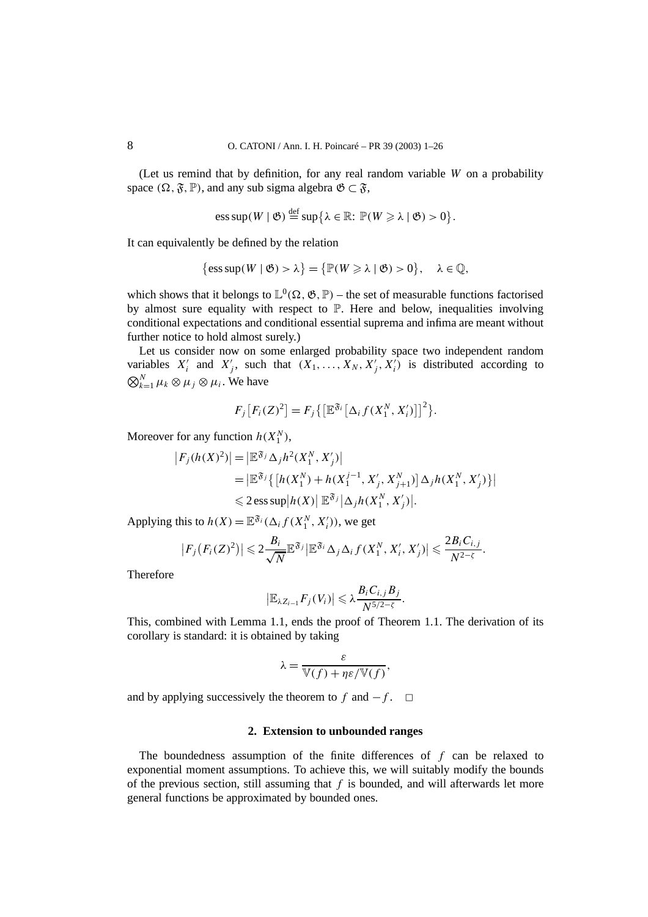(Let us remind that by definition, for any real random variable $W$ on a probability space $(\Omega, \mathfrak{F}, \mathbb{P})$, and any sub sigma algebra $\mathfrak{G} \subset \mathfrak{F}$,

$$\operatorname{ess\,sup}(W \mid \mathfrak{G}) \stackrel{\text{def}}{=} \sup\bigl\{\lambda \in \mathbb{R}\colon \mathbb{P}(W \geqslant \lambda \mid \mathfrak{G}) > 0\bigr\}.$$

It can equivalently be defined by the relation

$$\bigl\{\operatorname{ess\,sup}(W \mid \mathfrak{G}) > \lambda\bigr\} = \bigl\{\mathbb{P}(W \geqslant \lambda \mid \mathfrak{G}) > 0\bigr\}, \quad \lambda \in \mathbb{Q},$$

which shows that it belongs to $\mathbb{L}^0(\Omega, \mathfrak{G}, \mathbb{P})$ – the set of measurable functions factorised by almost sure equality with respect to $\mathbb{P}$. Here and below, inequalities involving conditional expectations and conditional essential suprema and infima are meant without further notice to hold almost surely.)

Let us consider now on some enlarged probability space two independent random variables $X_i'$ and $X_j'$, such that $(X_1, \ldots, X_N, X_j', X_i')$ is distributed according to $\bigotimes_{k=1}^{N} \mu_k \otimes \mu_j \otimes \mu_i$. We have

$$F_j\bigl[F_i(Z)^2\bigr] = F_j\bigl\{\bigl[\mathbb{E}^{\mathfrak{F}_i}\bigl[\Delta_i f(X_1^N, X_i')\bigr]\bigr]^2\bigr\}.$$

Moreover for any function $h(X_1^N)$,

$$\begin{aligned}
\bigl|F_j(h(X)^2)\bigr| &= \bigl|\mathbb{E}^{\mathfrak{F}_j} \Delta_j h^2(X_1^N, X_j')\bigr| \\
&= \bigl|\mathbb{E}^{\mathfrak{F}_j}\bigl\{\bigl[h(X_1^N) + h(X_1^{j-1}, X_j', X_{j+1}^N)\bigr]\Delta_j h(X_1^N, X_j')\bigr\}\bigr| \\
&\leqslant 2 \operatorname{ess\,sup}\bigl|h(X)\bigr|\ \mathbb{E}^{\mathfrak{F}_j}\bigl|\Delta_j h(X_1^N, X_j')\bigr|.
\end{aligned}$$

Applying this to $h(X) = \mathbb{E}^{\mathfrak{F}_i}(\Delta_i f(X_1^N, X_i'))$, we get

$$\bigl|F_j\bigl(F_i(Z)^2\bigr)\bigr| \leqslant 2\frac{B_i}{\sqrt{N}} \mathbb{E}^{\mathfrak{F}_j}\bigl|\mathbb{E}^{\mathfrak{F}_i} \Delta_j \Delta_i f(X_1^N, X_i', X_j')\bigr| \leqslant \frac{2B_i C_{i,j}}{N^{2-\zeta}}.$$

Therefore

$$\bigl|\mathbb{E}_{\lambda Z_{i-1}} F_j(V_i)\bigr| \leqslant \lambda \frac{B_i C_{i,j} B_j}{N^{5/2-\zeta}}.$$

This, combined with Lemma 1.1, ends the proof of Theorem 1.1. The derivation of its corollary is standard: it is obtained by taking

$$\lambda = \frac{\varepsilon}{\mathbb{V}(f) + \eta\varepsilon/\mathbb{V}(f)},$$

and by applying successively the theorem to $f$ and $-f$. $\square$

## 2. Extension to unbounded ranges

The boundedness assumption of the finite differences of $f$ can be relaxed to exponential moment assumptions. To achieve this, we will suitably modify the bounds of the previous section, still assuming that $f$ is bounded, and will afterwards let more general functions be approximated by bounded ones.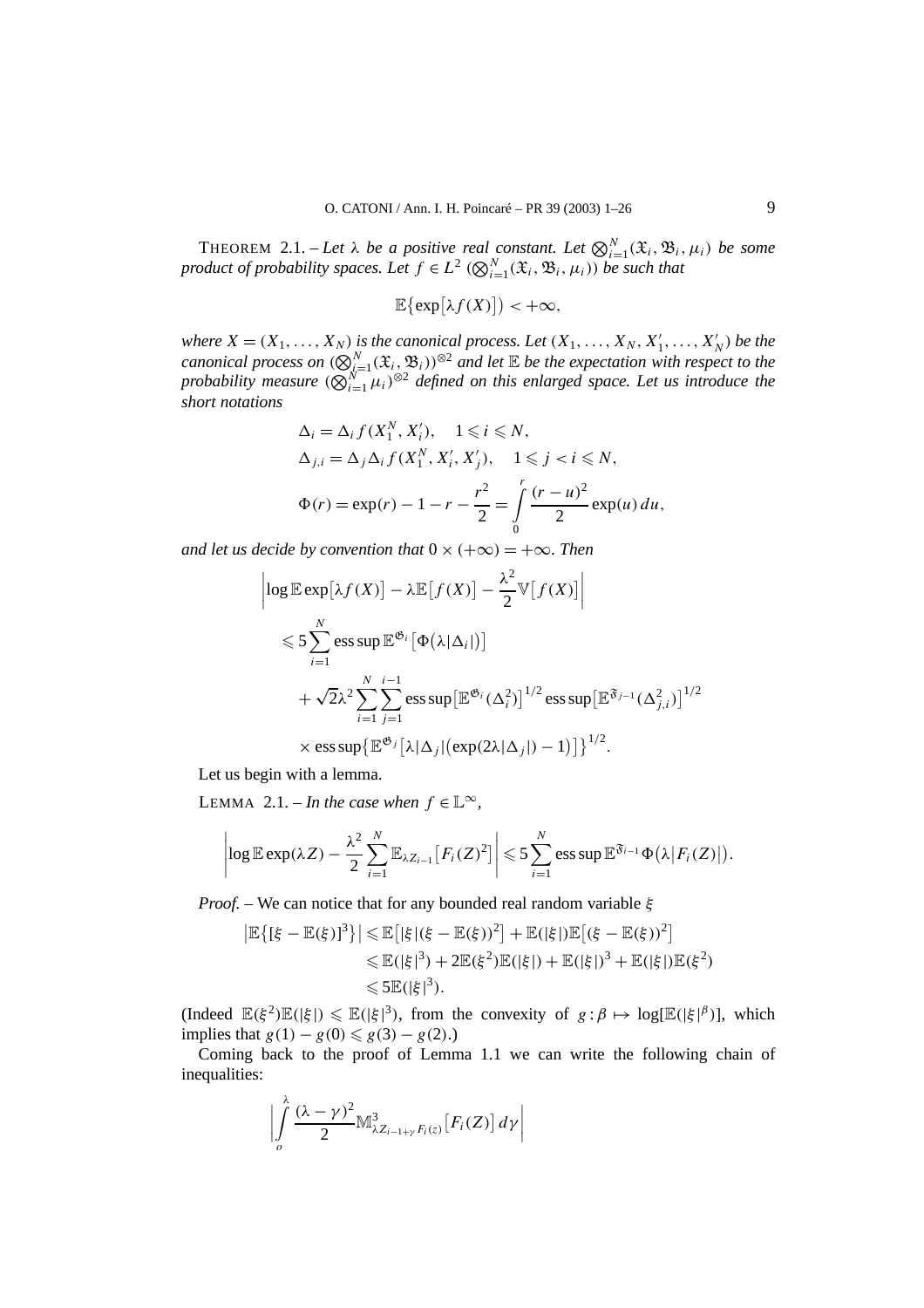THEOREM 2.1. – *Let $\lambda$ be a positive real constant. Let $\bigotimes_{i=1}^N (\mathfrak{X}_i, \mathfrak{B}_i, \mu_i)$ be some product of probability spaces. Let $f \in L^2\ (\bigotimes_{i=1}^N (\mathfrak{X}_i, \mathfrak{B}_i, \mu_i))$ be such that*

$$\mathbb{E}\{\exp[\lambda f(X)]\} < +\infty,$$

*where $X = (X_1, \ldots, X_N)$ is the canonical process. Let $(X_1, \ldots, X_N, X_1', \ldots, X_N')$ be the canonical process on $(\bigotimes_{i=1}^N (\mathfrak{X}_i, \mathfrak{B}_i))^{\otimes 2}$ and let $\mathbb{E}$ be the expectation with respect to the probability measure $(\bigotimes_{i=1}^N \mu_i)^{\otimes 2}$ defined on this enlarged space. Let us introduce the short notations*

$$\Delta_i = \Delta_i f(X_1^N, X_i'), \quad 1 \leqslant i \leqslant N,$$
$$\Delta_{j,i} = \Delta_j \Delta_i f(X_1^N, X_i', X_j'), \quad 1 \leqslant j < i \leqslant N,$$
$$\Phi(r) = \exp(r) - 1 - r - \frac{r^2}{2} = \int_0^r \frac{(r-u)^2}{2} \exp(u)\, du,$$

*and let us decide by convention that $0 \times (+\infty) = +\infty$. Then*

$$\begin{aligned}
&\left| \log \mathbb{E} \exp[\lambda f(X)] - \lambda \mathbb{E}[f(X)] - \frac{\lambda^2}{2} \mathbb{V}[f(X)] \right| \\
&\quad \leqslant 5 \sum_{i=1}^N \operatorname{ess\,sup} \mathbb{E}^{\mathfrak{G}_i}\left[\Phi(\lambda |\Delta_i|)\right] \\
&\qquad + \sqrt{2} \lambda^2 \sum_{i=1}^N \sum_{j=1}^{i-1} \operatorname{ess\,sup}\left[\mathbb{E}^{\mathfrak{G}_i}(\Delta_i^2)\right]^{1/2} \operatorname{ess\,sup}\left[\mathbb{E}^{\mathfrak{F}_{j-1}}(\Delta_{j,i}^2)\right]^{1/2} \\
&\qquad \times \operatorname{ess\,sup}\left\{\mathbb{E}^{\mathfrak{G}_j}\left[\lambda |\Delta_j| \left(\exp(2\lambda |\Delta_j|) - 1\right)\right]\right\}^{1/2}.
\end{aligned}$$

Let us begin with a lemma.

LEMMA 2.1. – *In the case when $f \in \mathbb{L}^\infty$,*

$$\left| \log \mathbb{E} \exp(\lambda Z) - \frac{\lambda^2}{2} \sum_{i=1}^N \mathbb{E}_{\lambda Z_{i-1}}\left[F_i(Z)^2\right] \right| \leqslant 5 \sum_{i=1}^N \operatorname{ess\,sup} \mathbb{E}^{\mathfrak{F}_{i-1}} \Phi\left(\lambda |F_i(Z)|\right).$$

*Proof.* – We can notice that for any bounded real random variable $\xi$

$$\begin{aligned}
\left| \mathbb{E}\{[\xi - \mathbb{E}(\xi)]^3\} \right| &\leqslant \mathbb{E}\left[|\xi| (\xi - \mathbb{E}(\xi))^2\right] + \mathbb{E}(|\xi|) \mathbb{E}\left[(\xi - \mathbb{E}(\xi))^2\right] \\
&\leqslant \mathbb{E}(|\xi|^3) + 2\mathbb{E}(\xi^2)\mathbb{E}(|\xi|) + \mathbb{E}(|\xi|)^3 + \mathbb{E}(|\xi|)\mathbb{E}(\xi^2) \\
&\leqslant 5\mathbb{E}(|\xi|^3).
\end{aligned}$$

(Indeed $\mathbb{E}(\xi^2)\mathbb{E}(|\xi|) \leqslant \mathbb{E}(|\xi|^3)$, from the convexity of $g : \beta \mapsto \log[\mathbb{E}(|\xi|^\beta)]$, which implies that $g(1) - g(0) \leqslant g(3) - g(2)$.)

Coming back to the proof of Lemma 1.1 we can write the following chain of inequalities:

$$\left| \int_o^\lambda \frac{(\lambda - \gamma)^2}{2} \mathbb{M}^3_{\lambda Z_{i-1} + \gamma F_i(z)}\left[F_i(Z)\right] d\gamma \right|$$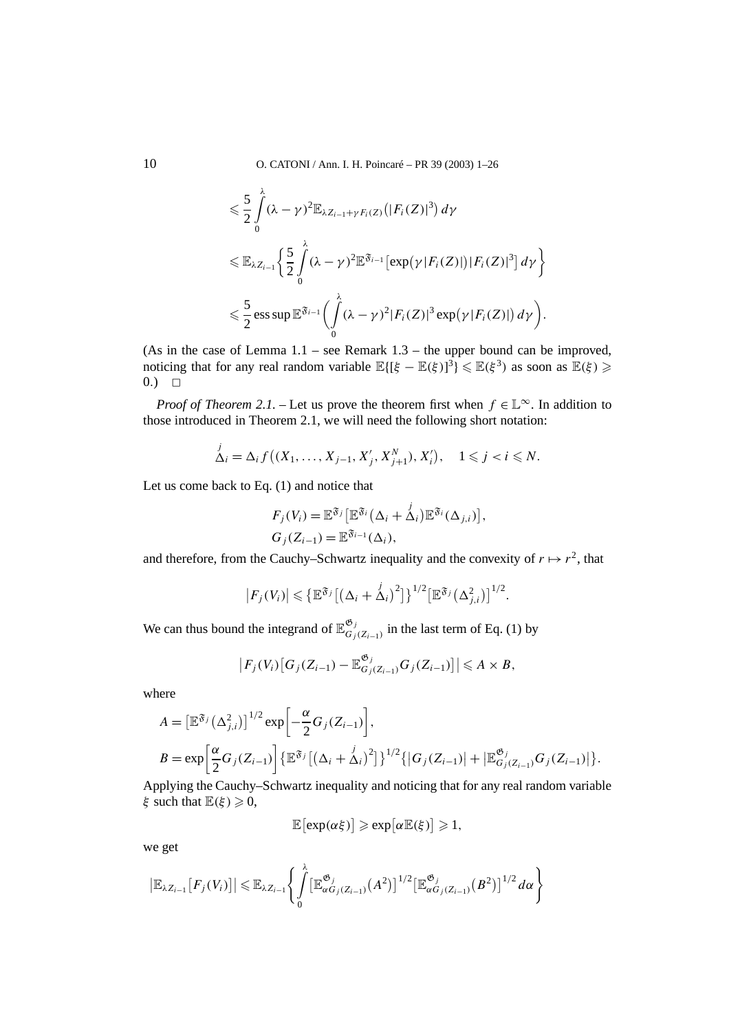$$
\leqslant \frac{5}{2}\int_0^{\lambda} (\lambda-\gamma)^2 \mathbb{E}_{\lambda Z_{i-1}+\gamma F_i(Z)}\big(|F_i(Z)|^3\big)\,d\gamma
$$

$$
\leqslant \mathbb{E}_{\lambda Z_{i-1}}\left\{\frac{5}{2}\int_0^{\lambda} (\lambda-\gamma)^2 \mathbb{E}^{\mathfrak{F}_{i-1}}\big[\exp\big(\gamma|F_i(Z)|\big)|F_i(Z)|^3\big]\,d\gamma\right\}
$$

$$
\leqslant \frac{5}{2}\operatorname{ess\,sup}\mathbb{E}^{\mathfrak{F}_{i-1}}\left(\int_0^{\lambda}(\lambda-\gamma)^2|F_i(Z)|^3\exp\big(\gamma|F_i(Z)|\big)\,d\gamma\right).
$$

(As in the case of Lemma 1.1 – see Remark 1.3 – the upper bound can be improved, noticing that for any real random variable $\mathbb{E}\{[\xi-\mathbb{E}(\xi)]^3\}\leqslant\mathbb{E}(\xi^3)$ as soon as $\mathbb{E}(\xi)\geqslant 0$.) □

*Proof of Theorem 2.1.* – Let us prove the theorem first when $f\in\mathbb{L}^\infty$. In addition to those introduced in Theorem 2.1, we will need the following short notation:

$$
\overset{j}{\Delta}_i = \Delta_i f\big((X_1,\ldots,X_{j-1},X'_j,X_{j+1}^N),X'_i\big),\quad 1\leqslant j<i\leqslant N.
$$

Let us come back to Eq. (1) and notice that

$$
F_j(V_i)=\mathbb{E}^{\mathfrak{F}_j}\big[\mathbb{E}^{\mathfrak{F}_i}\big(\Delta_i+\overset{j}{\Delta}_i\big)\mathbb{E}^{\mathfrak{F}_i}(\Delta_{j,i})\big],
$$
$$
G_j(Z_{i-1})=\mathbb{E}^{\mathfrak{F}_{i-1}}(\Delta_i),
$$

and therefore, from the Cauchy–Schwartz inequality and the convexity of $r\mapsto r^2$, that

$$
\big|F_j(V_i)\big|\leqslant\big\{\mathbb{E}^{\mathfrak{F}_j}\big[\big(\Delta_i+\overset{j}{\Delta}_i\big)^2\big]\big\}^{1/2}\big[\mathbb{E}^{\mathfrak{F}_j}\big(\Delta_{j,i}^2\big)\big]^{1/2}.
$$

We can thus bound the integrand of $\mathbb{E}^{\mathfrak{G}_j}_{G_j(Z_{i-1})}$ in the last term of Eq. (1) by

$$
\big|F_j(V_i)\big[G_j(Z_{i-1})-\mathbb{E}^{\mathfrak{G}_j}_{G_j(Z_{i-1})}G_j(Z_{i-1})\big]\big|\leqslant A\times B,
$$

where

$$
A=\big[\mathbb{E}^{\mathfrak{F}_j}\big(\Delta_{j,i}^2\big)\big]^{1/2}\exp\left[-\frac{\alpha}{2}G_j(Z_{i-1})\right],
$$
$$
B=\exp\left[\frac{\alpha}{2}G_j(Z_{i-1})\right]\big\{\mathbb{E}^{\mathfrak{F}_j}\big[\big(\Delta_i+\overset{j}{\Delta}_i\big)^2\big]\big\}^{1/2}\big\{\big|G_j(Z_{i-1})\big|+\big|\mathbb{E}^{\mathfrak{G}_j}_{G_j(Z_{i-1})}G_j(Z_{i-1})\big|\big\}.
$$

Applying the Cauchy–Schwartz inequality and noticing that for any real random variable $\xi$ such that $\mathbb{E}(\xi)\geqslant 0$,

$$
\mathbb{E}\big[\exp(\alpha\xi)\big]\geqslant\exp\big[\alpha\mathbb{E}(\xi)\big]\geqslant 1,
$$

we get

$$
\big|\mathbb{E}_{\lambda Z_{i-1}}\big[F_j(V_i)\big]\big|\leqslant\mathbb{E}_{\lambda Z_{i-1}}\left\{\int_0^{\lambda}\big[\mathbb{E}^{\mathfrak{G}_j}_{\alpha G_j(Z_{i-1})}\big(A^2\big)\big]^{1/2}\big[\mathbb{E}^{\mathfrak{G}_j}_{\alpha G_j(Z_{i-1})}\big(B^2\big)\big]^{1/2}d\alpha\right\}
$$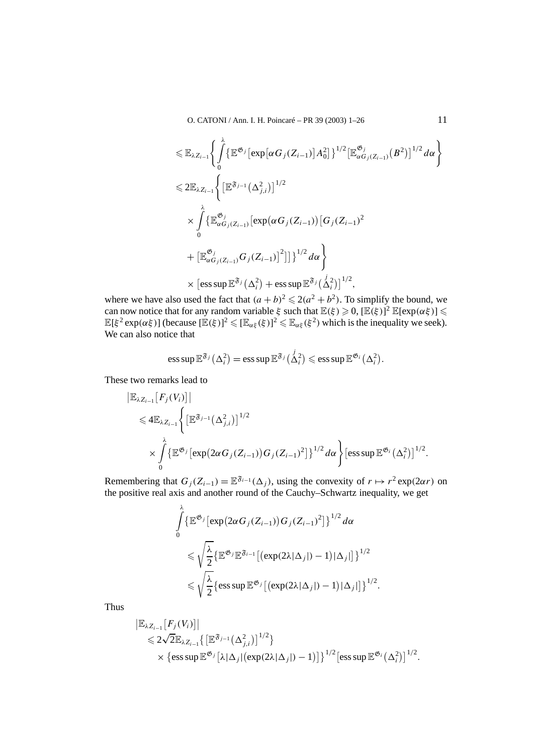$$
\leqslant \mathbb{E}_{\lambda Z_{i-1}}\left\{ \int_0^\lambda \left\{ \mathbb{E}^{\mathfrak{G}_j}\left[\exp\left[\alpha G_j(Z_{i-1})\right] A_0^2\right]\right\}^{1/2} \left[\mathbb{E}^{\mathfrak{G}_j}_{\alpha G_j(Z_{i-1})}\left(B^2\right)\right]^{1/2} d\alpha \right\}
$$

$$
\leqslant 2\mathbb{E}_{\lambda Z_{i-1}}\Biggl\{ \left[\mathbb{E}^{\mathfrak{F}_{j-1}}\left(\Delta_{j,i}^2\right)\right]^{1/2}
\times \int_0^\lambda \Bigl\{ \mathbb{E}^{\mathfrak{G}_j}_{\alpha G_j(Z_{i-1})}\bigl[\exp\bigl(\alpha G_j(Z_{i-1})\bigr)\bigl[G_j(Z_{i-1})^2
+ \bigl[\mathbb{E}^{\mathfrak{G}_j}_{\alpha G_j(Z_{i-1})} G_j(Z_{i-1})\bigr]^2\bigr]\bigr]\Bigr\}^{1/2} d\alpha \Biggr\}
\times \left[\operatorname{ess\,sup} \mathbb{E}^{\mathfrak{F}_j}\left(\Delta_i^2\right) + \operatorname{ess\,sup} \mathbb{E}^{\mathfrak{F}_j}\left(\overset{j}{\Delta}{}_i^2\right)\right]^{1/2},
$$

where we have also used the fact that $(a+b)^2 \leqslant 2(a^2+b^2)$. To simplify the bound, we can now notice that for any random variable $\xi$ such that $\mathbb{E}(\xi) \geqslant 0$, $[\mathbb{E}(\xi)]^2\,\mathbb{E}[\exp(\alpha\xi)] \leqslant \mathbb{E}[\xi^2 \exp(\alpha\xi)]$ (because $[\mathbb{E}(\xi)]^2 \leqslant [\mathbb{E}_{\alpha\xi}(\xi)]^2 \leqslant \mathbb{E}_{\alpha\xi}(\xi^2)$ which is the inequality we seek). We can also notice that

$$
\operatorname{ess\,sup} \mathbb{E}^{\mathfrak{F}_j}\left(\Delta_i^2\right) = \operatorname{ess\,sup} \mathbb{E}^{\mathfrak{F}_j}\left(\overset{j}{\Delta}{}_i^2\right) \leqslant \operatorname{ess\,sup} \mathbb{E}^{\mathfrak{G}_i}\left(\Delta_i^2\right).
$$

These two remarks lead to

$$
\begin{aligned}
&\left|\mathbb{E}_{\lambda Z_{i-1}}\left[F_j(V_i)\right]\right| \\
&\quad \leqslant 4\mathbb{E}_{\lambda Z_{i-1}}\Biggl\{ \left[\mathbb{E}^{\mathfrak{F}_{j-1}}\left(\Delta_{j,i}^2\right)\right]^{1/2} \\
&\qquad \times \int_0^\lambda \left\{ \mathbb{E}^{\mathfrak{G}_j}\left[\exp\bigl(2\alpha G_j(Z_{i-1})\bigr) G_j(Z_{i-1})^2\right]\right\}^{1/2} d\alpha \Biggr\} \left[\operatorname{ess\,sup} \mathbb{E}^{\mathfrak{G}_i}\left(\Delta_i^2\right)\right]^{1/2}.
\end{aligned}
$$

Remembering that $G_j(Z_{i-1}) = \mathbb{E}^{\mathfrak{F}_{i-1}}(\Delta_j)$, using the convexity of $r \mapsto r^2\exp(2\alpha r)$ on the positive real axis and another round of the Cauchy–Schwartz inequality, we get

$$
\begin{aligned}
&\int_0^\lambda \left\{ \mathbb{E}^{\mathfrak{G}_j}\left[\exp\bigl(2\alpha G_j(Z_{i-1})\bigr) G_j(Z_{i-1})^2\right]\right\}^{1/2} d\alpha \\
&\quad \leqslant \sqrt{\frac{\lambda}{2}} \left\{ \mathbb{E}^{\mathfrak{G}_j} \mathbb{E}^{\mathfrak{F}_{i-1}}\left[\bigl(\exp(2\lambda|\Delta_j|) - 1\bigr)|\Delta_j|\right]\right\}^{1/2} \\
&\quad \leqslant \sqrt{\frac{\lambda}{2}} \left\{ \operatorname{ess\,sup} \mathbb{E}^{\mathfrak{G}_j}\left[\bigl(\exp(2\lambda|\Delta_j|) - 1\bigr)|\Delta_j|\right]\right\}^{1/2}.
\end{aligned}
$$

Thus

$$
\begin{aligned}
&\left|\mathbb{E}_{\lambda Z_{i-1}}\left[F_j(V_i)\right]\right| \\
&\quad \leqslant 2\sqrt{2}\,\mathbb{E}_{\lambda Z_{i-1}}\left\{ \left[\mathbb{E}^{\mathfrak{F}_{j-1}}\left(\Delta_{j,i}^2\right)\right]^{1/2}\right\} \\
&\qquad \times \left\{ \operatorname{ess\,sup} \mathbb{E}^{\mathfrak{G}_j}\left[\lambda|\Delta_j|\bigl(\exp(2\lambda|\Delta_j|) - 1\bigr)\right]\right\}^{1/2} \left[\operatorname{ess\,sup} \mathbb{E}^{\mathfrak{G}_i}\left(\Delta_i^2\right)\right]^{1/2}.
\end{aligned}
$$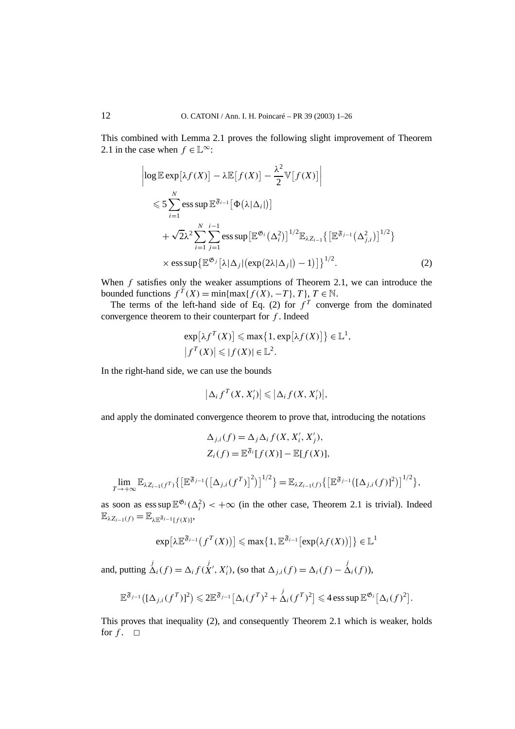This combined with Lemma 2.1 proves the following slight improvement of Theorem 2.1 in the case when $f \in \mathbb{L}^\infty$:

$$
\begin{aligned}
&\left| \log \mathbb{E} \exp\bigl[\lambda f(X)\bigr] - \lambda \mathbb{E}\bigl[f(X)\bigr] - \frac{\lambda^2}{2} \mathbb{V}\bigl[f(X)\bigr] \right| \\
&\quad \leqslant 5 \sum_{i=1}^{N} \operatorname{ess\,sup} \mathbb{E}^{\mathfrak{F}_{i-1}}\bigl[\Phi\bigl(\lambda |\Delta_i|\bigr)\bigr] \\
&\qquad + \sqrt{2}\lambda^2 \sum_{i=1}^{N} \sum_{j=1}^{i-1} \operatorname{ess\,sup}\bigl[\mathbb{E}^{\mathfrak{G}_i}\bigl(\Delta_i^2\bigr)\bigr]^{1/2} \mathbb{E}_{\lambda Z_{i-1}}\bigl\{\bigl[\mathbb{E}^{\mathfrak{F}_{j-1}}\bigl(\Delta_{j,i}^2\bigr)\bigr]^{1/2}\bigr\} \\
&\qquad \times \operatorname{ess\,sup}\bigl\{\mathbb{E}^{\mathfrak{G}_j}\bigl[\lambda |\Delta_j| \bigl(\exp\bigl(2\lambda |\Delta_j|\bigr) - 1\bigr)\bigr]\bigr\}^{1/2}.
\end{aligned} \tag{2}
$$

When $f$ satisfies only the weaker assumptions of Theorem 2.1, we can introduce the bounded functions $f^T(X) = \min\{\max\{f(X), -T\}, T\}$, $T \in \mathbb{N}$.

The terms of the left-hand side of Eq. (2) for $f^T$ converge from the dominated convergence theorem to their counterpart for $f$. Indeed

$$
\begin{aligned}
&\exp\bigl[\lambda f^T(X)\bigr] \leqslant \max\bigl\{1, \exp\bigl[\lambda f(X)\bigr]\bigr\} \in \mathbb{L}^1, \\
&\bigl|f^T(X)\bigr| \leqslant |f(X)| \in \mathbb{L}^2.
\end{aligned}
$$

In the right-hand side, we can use the bounds

$$
\bigl|\Delta_i f^T(X, X_i')\bigr| \leqslant \bigl|\Delta_i f(X, X_i')\bigr|,
$$

and apply the dominated convergence theorem to prove that, introducing the notations

$$
\begin{aligned}
&\Delta_{j,i}(f) = \Delta_j \Delta_i f(X, X_i', X_j'), \\
&Z_i(f) = \mathbb{E}^{\mathfrak{F}_i}[f(X)] - \mathbb{E}[f(X)],
\end{aligned}
$$

$$
\lim_{T \to +\infty} \mathbb{E}_{\lambda Z_{i-1}(f^T)}\bigl\{\bigl[\mathbb{E}^{\mathfrak{F}_{j-1}}\bigl(\bigl[\Delta_{j,i}(f^T)\bigr]^2\bigr)\bigr]^{1/2}\bigr\} = \mathbb{E}_{\lambda Z_{i-1}(f)}\bigl\{\bigl[\mathbb{E}^{\mathfrak{F}_{j-1}}\bigl([\Delta_{j,i}(f)]^2\bigr)\bigr]^{1/2}\bigr\},
$$

as soon as $\operatorname{ess\,sup} \mathbb{E}^{\mathfrak{G}_i}(\Delta_i^2) < +\infty$ (in the other case, Theorem 2.1 is trivial). Indeed $\mathbb{E}_{\lambda Z_{i-1}(f)} = \mathbb{E}_{\lambda \mathbb{E}^{\mathfrak{F}_{i-1}}[f(X)]}$,

$$
\exp\bigl[\lambda \mathbb{E}^{\mathfrak{F}_{i-1}}\bigl(f^T(X)\bigr)\bigr] \leqslant \max\bigl\{1, \mathbb{E}^{\mathfrak{F}_{i-1}}\bigl[\exp\bigl(\lambda f(X)\bigr)\bigr]\bigr\} \in \mathbb{L}^1
$$

and, putting $\overset{j}{\Delta}_i(f) = \Delta_i f(\overset{j}{X'}, X_i')$, (so that $\Delta_{j,i}(f) = \Delta_i(f) - \overset{j}{\Delta}_i(f)$),

$$
\mathbb{E}^{\mathfrak{F}_{j-1}}\bigl([\Delta_{j,i}(f^T)]^2\bigr) \leqslant 2\mathbb{E}^{\mathfrak{F}_{j-1}}\bigl[\Delta_i(f^T)^2 + \overset{j}{\Delta}_i(f^T)^2\bigr] \leqslant 4 \operatorname{ess\,sup} \mathbb{E}^{\mathfrak{G}_i}\bigl[\Delta_i(f)^2\bigr].
$$

This proves that inequality (2), and consequently Theorem 2.1 which is weaker, holds for $f$. $\square$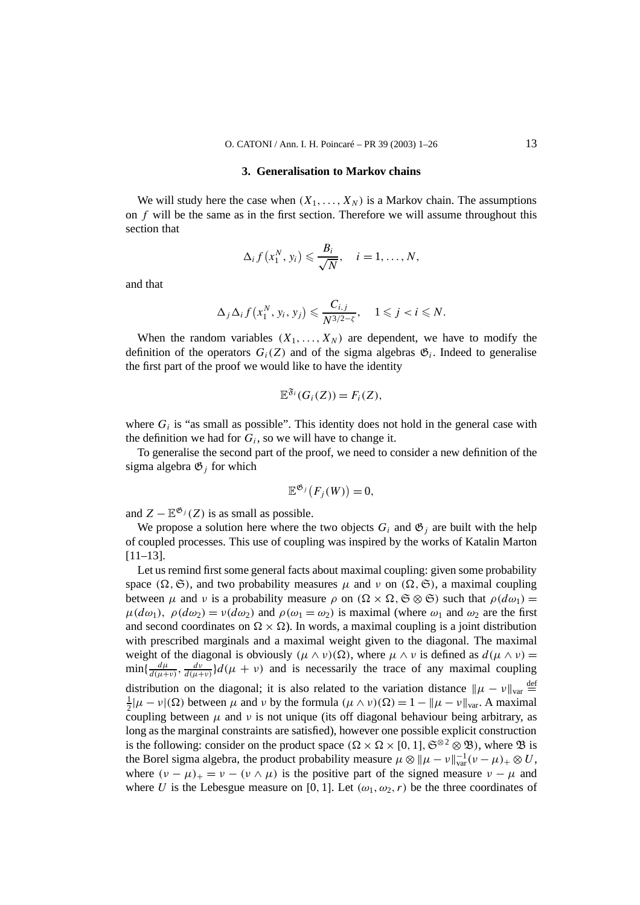## 3. Generalisation to Markov chains

We will study here the case when $(X_1, \ldots, X_N)$ is a Markov chain. The assumptions on $f$ will be the same as in the first section. Therefore we will assume throughout this section that

$$\Delta_i f\left(x_1^N, y_i\right) \leqslant \frac{B_i}{\sqrt{N}}, \quad i = 1, \ldots, N,$$

and that

$$\Delta_j \Delta_i f\left(x_1^N, y_i, y_j\right) \leqslant \frac{C_{i,j}}{N^{3/2-\zeta}}, \quad 1 \leqslant j < i \leqslant N.$$

When the random variables $(X_1, \ldots, X_N)$ are dependent, we have to modify the definition of the operators $G_i(Z)$ and of the sigma algebras $\mathfrak{G}_i$. Indeed to generalise the first part of the proof we would like to have the identity

$$\mathbb{E}^{\mathfrak{F}_i}(G_i(Z)) = F_i(Z),$$

where $G_i$ is "as small as possible". This identity does not hold in the general case with the definition we had for $G_i$, so we will have to change it.

To generalise the second part of the proof, we need to consider a new definition of the sigma algebra $\mathfrak{G}_j$ for which

$$\mathbb{E}^{\mathfrak{G}_j}\left(F_j(W)\right) = 0,$$

and $Z - \mathbb{E}^{\mathfrak{G}_j}(Z)$ is as small as possible.

We propose a solution here where the two objects $G_i$ and $\mathfrak{G}_j$ are built with the help of coupled processes. This use of coupling was inspired by the works of Katalin Marton [11–13].

Let us remind first some general facts about maximal coupling: given some probability space $(\Omega, \mathfrak{S})$, and two probability measures $\mu$ and $\nu$ on $(\Omega, \mathfrak{S})$, a maximal coupling between $\mu$ and $\nu$ is a probability measure $\rho$ on $(\Omega \times \Omega, \mathfrak{S} \otimes \mathfrak{S})$ such that $\rho(d\omega_1) = \mu(d\omega_1)$, $\rho(d\omega_2) = \nu(d\omega_2)$ and $\rho(\omega_1 = \omega_2)$ is maximal (where $\omega_1$ and $\omega_2$ are the first and second coordinates on $\Omega \times \Omega$). In words, a maximal coupling is a joint distribution with prescribed marginals and a maximal weight given to the diagonal. The maximal weight of the diagonal is obviously $(\mu \wedge \nu)(\Omega)$, where $\mu \wedge \nu$ is defined as $d(\mu \wedge \nu) = \min\{\frac{d\mu}{d(\mu+\nu)}, \frac{d\nu}{d(\mu+\nu)}\} d(\mu + \nu)$ and is necessarily the trace of any maximal coupling distribution on the diagonal; it is also related to the variation distance $\|\mu - \nu\|_{\text{var}} \stackrel{\text{def}}{=} \frac{1}{2}|\mu - \nu|(\Omega)$ between $\mu$ and $\nu$ by the formula $(\mu \wedge \nu)(\Omega) = 1 - \|\mu - \nu\|_{\text{var}}$. A maximal coupling between $\mu$ and $\nu$ is not unique (its off diagonal behaviour being arbitrary, as long as the marginal constraints are satisfied), however one possible explicit construction is the following: consider on the product space $(\Omega \times \Omega \times [0,1], \mathfrak{S}^{\otimes 2} \otimes \mathfrak{B})$, where $\mathfrak{B}$ is the Borel sigma algebra, the product probability measure $\mu \otimes \|\mu - \nu\|_{\text{var}}^{-1}(\nu - \mu)_+ \otimes U$, where $(\nu - \mu)_+ = \nu - (\nu \wedge \mu)$ is the positive part of the signed measure $\nu - \mu$ and where $U$ is the Lebesgue measure on $[0,1]$. Let $(\omega_1, \omega_2, r)$ be the three coordinates of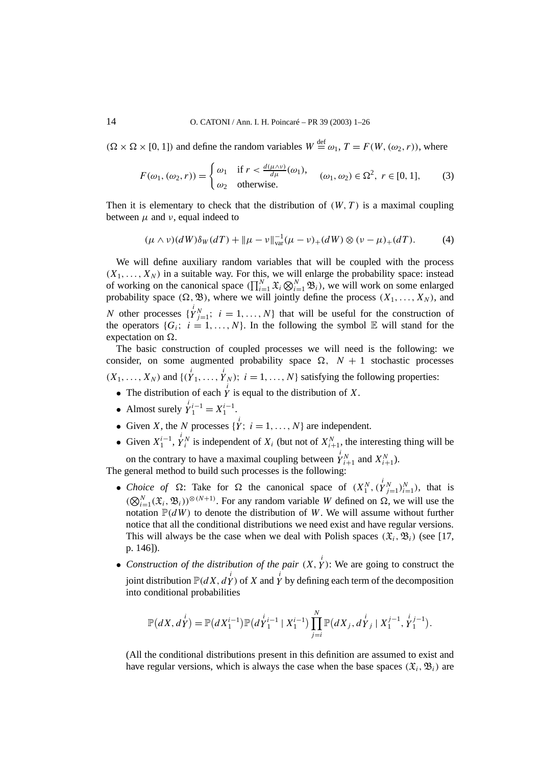$(\Omega \times \Omega \times [0,1])$ and define the random variables $W \overset{\text{def}}{=} \omega_1$, $T = F(W, (\omega_2, r))$, where

$$F(\omega_1, (\omega_2, r)) = \begin{cases} \omega_1 & \text{if } r < \frac{d(\mu \wedge \nu)}{d\mu}(\omega_1), \\ \omega_2 & \text{otherwise.} \end{cases} \quad (\omega_1, \omega_2) \in \Omega^2,\ r \in [0,1], \tag{3}$$

Then it is elementary to check that the distribution of $(W, T)$ is a maximal coupling between $\mu$ and $\nu$, equal indeed to

$$(\mu \wedge \nu)(dW)\delta_W(dT) + \|\mu - \nu\|_{\text{var}}^{-1}(\mu - \nu)_+(dW) \otimes (\nu - \mu)_+(dT). \tag{4}$$

We will define auxiliary random variables that will be coupled with the process $(X_1, \ldots, X_N)$ in a suitable way. For this, we will enlarge the probability space: instead of working on the canonical space $(\prod_{i=1}^N \mathfrak{X}_i \bigotimes_{i=1}^N \mathfrak{B}_i)$, we will work on some enlarged probability space $(\Omega, \mathfrak{B})$, where we will jointly define the process $(X_1, \ldots, X_N)$, and $N$ other processes $\{\overset{i}{Y}{}_{j=1}^N;\ i = 1, \ldots, N\}$ that will be useful for the construction of the operators $\{G_i;\ i = 1, \ldots, N\}$. In the following the symbol $\mathbb{E}$ will stand for the expectation on $\Omega$.

The basic construction of coupled processes we will need is the following: we consider, on some augmented probability space $\Omega$, $N+1$ stochastic processes $(X_1, \ldots, X_N)$ and $\{(\overset{i}{Y}_1, \ldots, \overset{i}{Y}_N);\ i = 1, \ldots, N\}$ satisfying the following properties:

- The distribution of each $\overset{i}{Y}$ is equal to the distribution of $X$.
- Almost surely $\overset{i}{Y}{}_1^{i-1} = X_1^{i-1}$.
- Given $X$, the $N$ processes $\{\overset{i}{Y};\ i = 1, \ldots, N\}$ are independent.
- Given $X_1^{i-1}$, $\overset{i}{Y}{}_i^N$ is independent of $X_i$ (but not of $X_{i+1}^N$, the interesting thing will be on the contrary to have a maximal coupling between $\overset{i}{Y}{}_{i+1}^N$ and $X_{i+1}^N$).

The general method to build such processes is the following:

- *Choice of* $\Omega$: Take for $\Omega$ the canonical space of $(X_1^N, (\overset{i}{Y}{}_{j=1}^N)_{i=1}^N)$, that is $(\bigotimes_{i=1}^N (\mathfrak{X}_i, \mathfrak{B}_i))^{\otimes(N+1)}$. For any random variable $W$ defined on $\Omega$, we will use the notation $\mathbb{P}(dW)$ to denote the distribution of $W$. We will assume without further notice that all the conditional distributions we need exist and have regular versions. This will always be the case when we deal with Polish spaces $(\mathfrak{X}_i, \mathfrak{B}_i)$ (see [17, p. 146]).
- *Construction of the distribution of the pair* $(X, \overset{i}{Y})$: We are going to construct the joint distribution $\mathbb{P}(dX, d\overset{i}{Y})$ of $X$ and $\overset{i}{Y}$ by defining each term of the decomposition into conditional probabilities

$$\mathbb{P}(dX, d\overset{i}{Y}) = \mathbb{P}(dX_1^{i-1})\mathbb{P}(d\overset{i}{Y}{}_1^{i-1} \mid X_1^{i-1}) \prod_{j=i}^N \mathbb{P}(dX_j, d\overset{i}{Y}_j \mid X_1^{j-1}, \overset{i}{Y}{}_1^{j-1}).$$

(All the conditional distributions present in this definition are assumed to exist and have regular versions, which is always the case when the base spaces $(\mathfrak{X}_i, \mathfrak{B}_i)$ are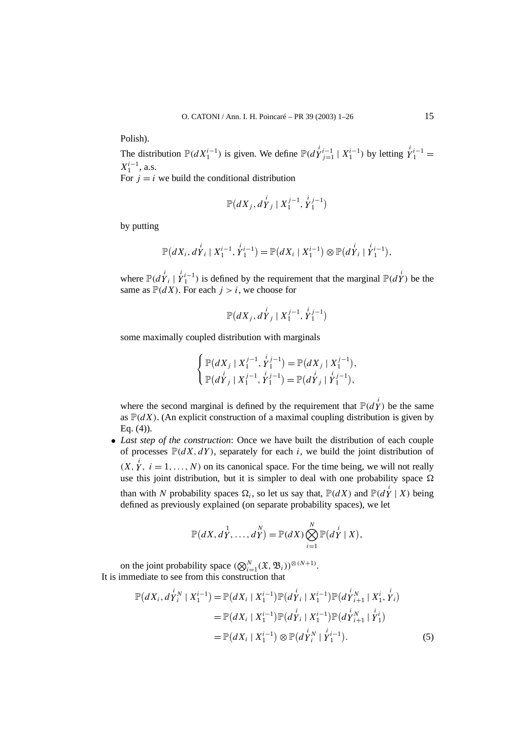Polish).

The distribution $\mathbb{P}(dX_1^{i-1})$ is given. We define $\mathbb{P}(d\overset{i}{Y}{}_{j=1}^{i-1} \mid X_1^{i-1})$ by letting $\overset{i}{Y}{}_1^{i-1} = X_1^{i-1}$, a.s.

For $j = i$ we build the conditional distribution

$$\mathbb{P}\big(dX_j, d\overset{i}{Y}_j \mid X_1^{j-1}, \overset{i}{Y}{}_1^{j-1}\big)$$

by putting

$$\mathbb{P}\big(dX_i, d\overset{i}{Y}_i \mid X_1^{i-1}, \overset{i}{Y}{}_1^{i-1}\big) = \mathbb{P}\big(dX_i \mid X_1^{i-1}\big) \otimes \mathbb{P}\big(d\overset{i}{Y}_i \mid \overset{i}{Y}{}_1^{i-1}\big),$$

where $\mathbb{P}(d\overset{i}{Y}_i \mid \overset{i}{Y}{}_1^{i-1})$ is defined by the requirement that the marginal $\mathbb{P}(d\overset{i}{Y})$ be the same as $\mathbb{P}(dX)$. For each $j > i$, we choose for

$$\mathbb{P}\big(dX_j, d\overset{i}{Y}_j \mid X_1^{j-1}, \overset{i}{Y}{}_1^{j-1}\big)$$

some maximally coupled distribution with marginals

$$\begin{cases} \mathbb{P}\big(dX_j \mid X_1^{j-1}, \overset{i}{Y}{}_1^{j-1}\big) = \mathbb{P}\big(dX_j \mid X_1^{j-1}\big), \\ \mathbb{P}\big(d\overset{i}{Y}_j \mid X_1^{j-1}, \overset{i}{Y}{}_1^{j-1}\big) = \mathbb{P}\big(d\overset{i}{Y}_j \mid \overset{i}{Y}{}_1^{j-1}\big), \end{cases}$$

where the second marginal is defined by the requirement that $\mathbb{P}(d\overset{i}{Y})$ be the same as $\mathbb{P}(dX)$. (An explicit construction of a maximal coupling distribution is given by Eq. (4)).

- *Last step of the construction*: Once we have built the distribution of each couple of processes $\mathbb{P}(dX, dY)$, separately for each $i$, we build the joint distribution of $(X, \overset{i}{Y},\ i = 1, \ldots, N)$ on its canonical space. For the time being, we will not really use this joint distribution, but it is simpler to deal with one probability space $\Omega$ than with $N$ probability spaces $\Omega_i$, so let us say that, $\mathbb{P}(dX)$ and $\mathbb{P}(d\overset{i}{Y} \mid X)$ being defined as previously explained (on separate probability spaces), we let

$$\mathbb{P}\big(dX, d\overset{1}{Y}, \ldots, d\overset{N}{Y}\big) = \mathbb{P}(dX) \bigotimes_{i=1}^{N} \mathbb{P}\big(d\overset{i}{Y} \mid X\big),$$

on the joint probability space $(\bigotimes_{i=1}^{N} (\mathfrak{X}, \mathfrak{B}_i))^{\otimes (N+1)}$.

It is immediate to see from this construction that

$$\begin{aligned} \mathbb{P}\big(dX_i, d\overset{i}{Y}{}_i^N \mid X_1^{i-1}\big) &= \mathbb{P}\big(dX_i \mid X_1^{i-1}\big)\mathbb{P}\big(d\overset{i}{Y}_i \mid X_1^{i-1}\big)\mathbb{P}\big(d\overset{i}{Y}{}_{i+1}^N \mid X_1^i, \overset{i}{Y}_i\big) \\ &= \mathbb{P}\big(dX_i \mid X_1^{i-1}\big)\mathbb{P}\big(d\overset{i}{Y}_i \mid X_1^{i-1}\big)\mathbb{P}\big(d\overset{i}{Y}{}_{i+1}^N \mid \overset{i}{Y}{}_1^i\big) \\ &= \mathbb{P}\big(dX_i \mid X_1^{i-1}\big) \otimes \mathbb{P}\big(d\overset{i}{Y}{}_i^N \mid \overset{i}{Y}{}_1^{i-1}\big). \end{aligned} \tag{5}$$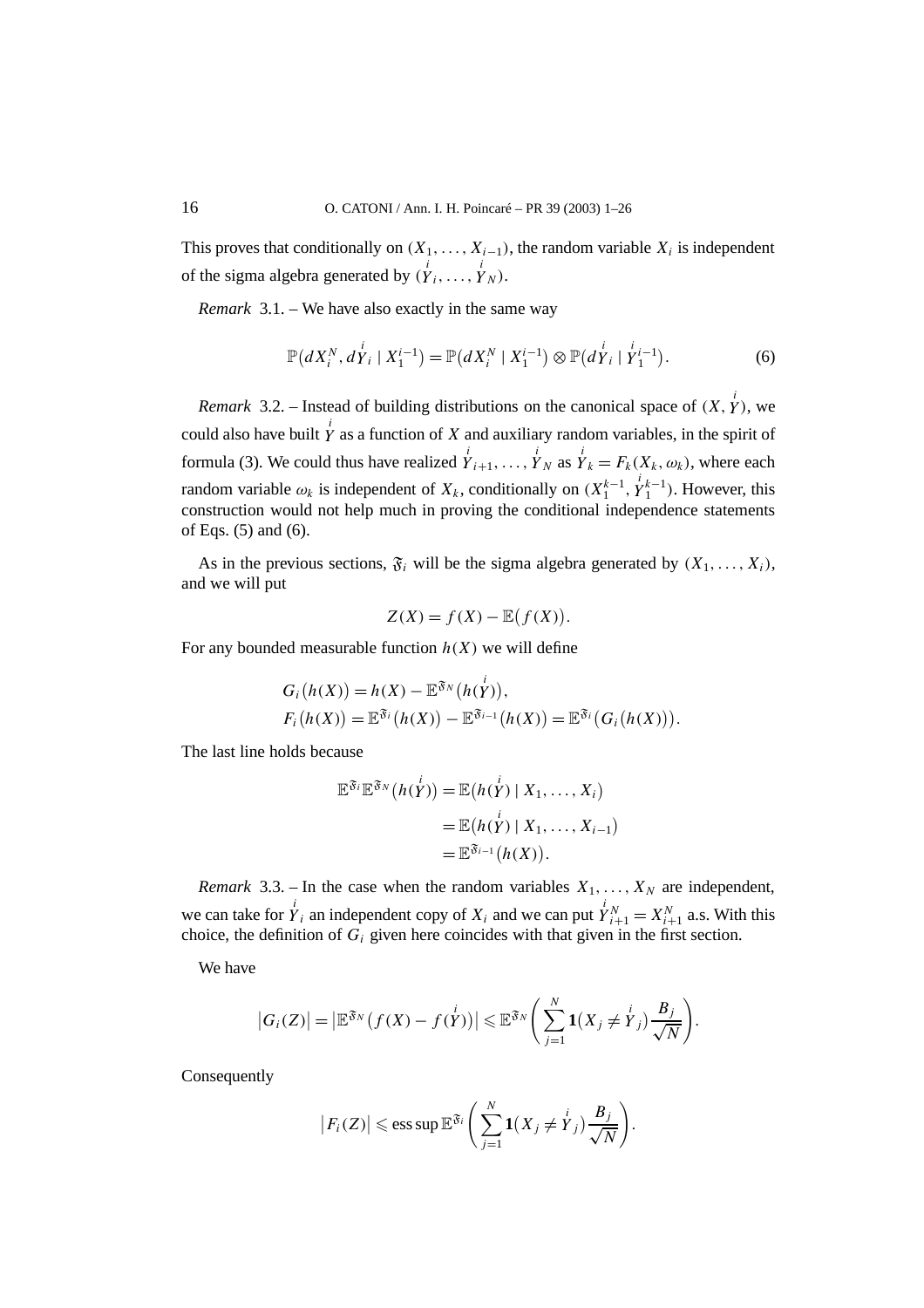This proves that conditionally on $(X_1, \dots, X_{i-1})$, the random variable $X_i$ is independent of the sigma algebra generated by $(\overset{i}{Y}_i, \dots, \overset{i}{Y}_N)$.

*Remark* 3.1. – We have also exactly in the same way

$$\mathbb{P}\big(dX_i^N, d\overset{i}{Y}_i \mid X_1^{i-1}\big) = \mathbb{P}\big(dX_i^N \mid X_1^{i-1}\big) \otimes \mathbb{P}\big(d\overset{i}{Y}_i \mid \overset{i}{Y}{}_1^{i-1}\big). \tag{6}$$

*Remark* 3.2. – Instead of building distributions on the canonical space of $(X, \overset{i}{Y})$, we could also have built $\overset{i}{Y}$ as a function of $X$ and auxiliary random variables, in the spirit of formula (3). We could thus have realized $\overset{i}{Y}_{i+1}, \dots, \overset{i}{Y}_N$ as $\overset{i}{Y}_k = F_k(X_k, \omega_k)$, where each random variable $\omega_k$ is independent of $X_k$, conditionally on $(X_1^{k-1}, \overset{i}{Y}{}_1^{k-1})$. However, this construction would not help much in proving the conditional independence statements of Eqs. (5) and (6).

As in the previous sections, $\mathfrak{F}_i$ will be the sigma algebra generated by $(X_1, \dots, X_i)$, and we will put

$$Z(X) = f(X) - \mathbb{E}\big(f(X)\big).$$

For any bounded measurable function $h(X)$ we will define

$$\begin{aligned}
&G_i\big(h(X)\big) = h(X) - \mathbb{E}^{\mathfrak{F}_N}\big(h(\overset{i}{Y})\big),\\
&F_i\big(h(X)\big) = \mathbb{E}^{\mathfrak{F}_i}\big(h(X)\big) - \mathbb{E}^{\mathfrak{F}_{i-1}}\big(h(X)\big) = \mathbb{E}^{\mathfrak{F}_i}\big(G_i\big(h(X)\big)\big).
\end{aligned}$$

The last line holds because

$$\begin{aligned}
\mathbb{E}^{\mathfrak{F}_i}\mathbb{E}^{\mathfrak{F}_N}\big(h(\overset{i}{Y})\big) &= \mathbb{E}\big(h(\overset{i}{Y}) \mid X_1, \dots, X_i\big)\\
&= \mathbb{E}\big(h(\overset{i}{Y}) \mid X_1, \dots, X_{i-1}\big)\\
&= \mathbb{E}^{\mathfrak{F}_{i-1}}\big(h(X)\big).
\end{aligned}$$

*Remark* 3.3. – In the case when the random variables $X_1, \dots, X_N$ are independent, we can take for $\overset{i}{Y}_i$ an independent copy of $X_i$ and we can put $\overset{i}{Y}{}_{i+1}^N = X_{i+1}^N$ a.s. With this choice, the definition of $G_i$ given here coincides with that given in the first section.

We have

$$\big|G_i(Z)\big| = \big|\mathbb{E}^{\mathfrak{F}_N}\big(f(X) - f(\overset{i}{Y})\big)\big| \leqslant \mathbb{E}^{\mathfrak{F}_N}\left(\sum_{j=1}^N \mathbf{1}\big(X_j \neq \overset{i}{Y}_j\big)\frac{B_j}{\sqrt{N}}\right).$$

Consequently

$$\big|F_i(Z)\big| \leqslant \operatorname{ess\,sup} \mathbb{E}^{\mathfrak{F}_i}\left(\sum_{j=1}^N \mathbf{1}\big(X_j \neq \overset{i}{Y}_j\big)\frac{B_j}{\sqrt{N}}\right).$$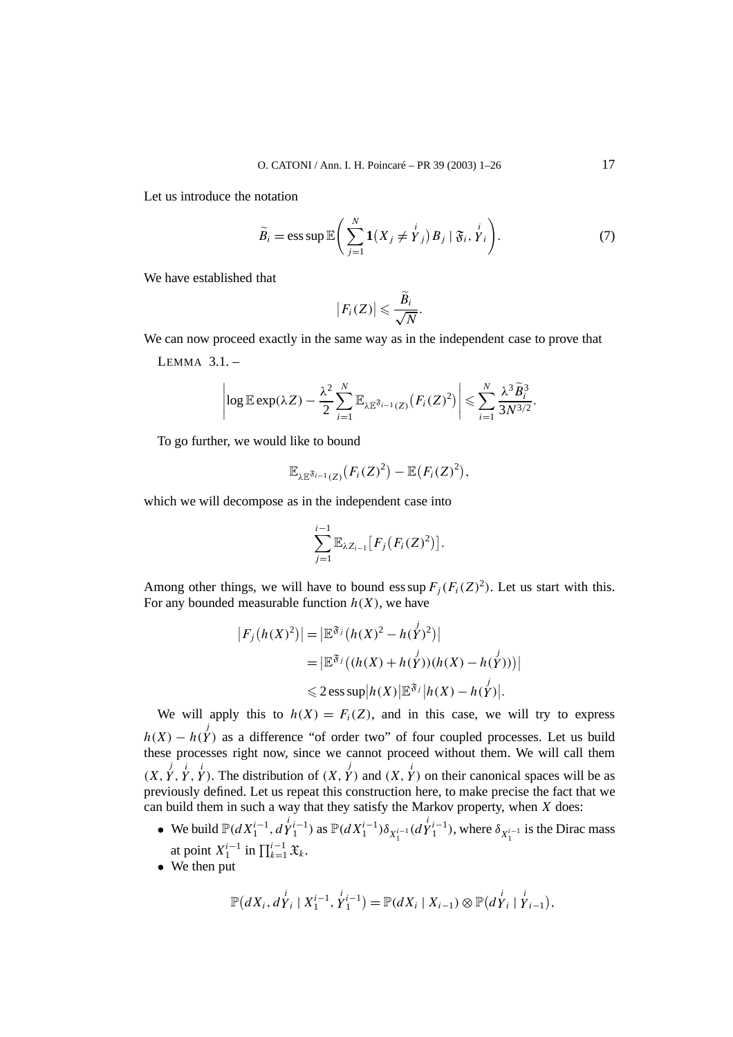Let us introduce the notation

$$\widetilde{B}_i = \operatorname{ess\,sup} \mathbb{E}\left( \sum_{j=1}^{N} \mathbf{1}\big(X_j \neq \overset{i}{Y}_j\big) B_j \mid \mathfrak{F}_i, \overset{i}{Y}_i \right). \tag{7}$$

We have established that

$$\big|F_i(Z)\big| \leqslant \frac{\widetilde{B}_i}{\sqrt{N}}.$$

We can now proceed exactly in the same way as in the independent case to prove that

LEMMA 3.1. –

$$\left| \log \mathbb{E} \exp(\lambda Z) - \frac{\lambda^2}{2} \sum_{i=1}^{N} \mathbb{E}_{\lambda \mathbb{E}^{\mathfrak{F}_{i-1}}(Z)}\big(F_i(Z)^2\big) \right| \leqslant \sum_{i=1}^{N} \frac{\lambda^3 \widetilde{B}_i^3}{3N^{3/2}}.$$

To go further, we would like to bound

$$\mathbb{E}_{\lambda \mathbb{E}^{\mathfrak{F}_{i-1}}(Z)}\big(F_i(Z)^2\big) - \mathbb{E}\big(F_i(Z)^2\big),$$

which we will decompose as in the independent case into

$$\sum_{j=1}^{i-1} \mathbb{E}_{\lambda Z_{i-1}}\big[F_j\big(F_i(Z)^2\big)\big].$$

Among other things, we will have to bound $\operatorname{ess\,sup} F_j(F_i(Z)^2)$. Let us start with this. For any bounded measurable function $h(X)$, we have

$$\begin{aligned}
\big|F_j\big(h(X)^2\big)\big| &= \big|\mathbb{E}^{\mathfrak{F}_j}\big(h(X)^2 - h(\overset{j}{Y})^2\big)\big| \\
&= \big|\mathbb{E}^{\mathfrak{F}_j}\big((h(X) + h(\overset{j}{Y}))(h(X) - h(\overset{j}{Y}))\big)\big| \\
&\leqslant 2 \operatorname{ess\,sup}\big|h(X)\big| \mathbb{E}^{\mathfrak{F}_j}\big|h(X) - h(\overset{j}{Y})\big|.
\end{aligned}$$

We will apply this to $h(X) = F_i(Z)$, and in this case, we will try to express $h(X) - h(\overset{j}{Y})$ as a difference "of order two" of four coupled processes. Let us build these processes right now, since we cannot proceed without them. We will call them $(X, \overset{j}{Y}, \overset{i}{Y}, \overset{i}{Y})$. The distribution of $(X, \overset{j}{Y})$ and $(X, \overset{i}{Y})$ on their canonical spaces will be as previously defined. Let us repeat this construction here, to make precise the fact that we can build them in such a way that they satisfy the Markov property, when $X$ does:

- We build $\mathbb{P}(dX_1^{i-1}, d\overset{i}{Y}{}_1^{i-1})$ as $\mathbb{P}(dX_1^{i-1})\delta_{X_1^{i-1}}(d\overset{i}{Y}{}_1^{i-1})$, where $\delta_{X_1^{i-1}}$ is the Dirac mass at point $X_1^{i-1}$ in $\prod_{k=1}^{i-1} \mathfrak{X}_k$.
- We then put

$$\mathbb{P}\big(dX_i, d\overset{i}{Y}_i \mid X_1^{i-1}, \overset{i}{Y}{}_1^{i-1}\big) = \mathbb{P}(dX_i \mid X_{i-1}) \otimes \mathbb{P}\big(d\overset{i}{Y}_i \mid \overset{i}{Y}_{i-1}\big),$$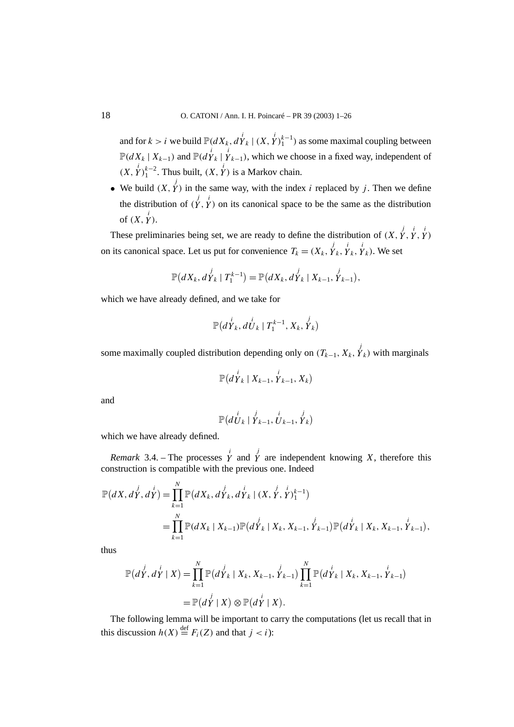and for $k > i$ we build $\mathbb{P}(dX_k, d\overset{i}{Y}_k \mid (X, \overset{i}{Y})_1^{k-1})$ as some maximal coupling between $\mathbb{P}(dX_k \mid X_{k-1})$ and $\mathbb{P}(d\overset{i}{Y}_k \mid \overset{i}{Y}_{k-1})$, which we choose in a fixed way, independent of $(X, \overset{i}{Y})_1^{k-2}$. Thus built, $(X, \overset{i}{Y})$ is a Markov chain.

- We build $(X, \overset{j}{Y})$ in the same way, with the index $i$ replaced by $j$. Then we define the distribution of $(\overset{j}{Y}, \overset{i}{Y})$ on its canonical space to be the same as the distribution of $(X, \overset{i}{Y})$.

These preliminaries being set, we are ready to define the distribution of $(X, \overset{j}{Y}, \overset{i}{Y}, \overset{i}{Y})$ on its canonical space. Let us put for convenience $T_k = (X_k, \overset{j}{Y}_k, \overset{i}{Y}_k, \overset{i}{Y}_k)$. We set

$$\mathbb{P}(dX_k, d\overset{j}{Y}_k \mid T_1^{k-1}) = \mathbb{P}(dX_k, d\overset{j}{Y}_k \mid X_{k-1}, \overset{j}{Y}_{k-1}),$$

which we have already defined, and we take for

$$\mathbb{P}(d\overset{i}{Y}_k, d\overset{i}{U}_k \mid T_1^{k-1}, X_k, \overset{j}{Y}_k)$$

some maximally coupled distribution depending only on $(T_{k-1}, X_k, \overset{j}{Y}_k)$ with marginals

$$\mathbb{P}(d\overset{i}{Y}_k \mid X_{k-1}, \overset{i}{Y}_{k-1}, X_k)$$

and

$$\mathbb{P}(d\overset{i}{U}_k \mid \overset{j}{Y}_{k-1}, \overset{i}{U}_{k-1}, \overset{j}{Y}_k)$$

which we have already defined.

*Remark* 3.4. – The processes $\overset{i}{Y}$ and $\overset{j}{Y}$ are independent knowing $X$, therefore this construction is compatible with the previous one. Indeed

$$\begin{aligned}
\mathbb{P}(dX, d\overset{j}{Y}, d\overset{i}{Y}) &= \prod_{k=1}^{N} \mathbb{P}(dX_k, d\overset{j}{Y}_k, d\overset{i}{Y}_k \mid (X, \overset{j}{Y}, \overset{i}{Y})_1^{k-1}) \\
&= \prod_{k=1}^{N} \mathbb{P}(dX_k \mid X_{k-1}) \mathbb{P}(d\overset{j}{Y}_k \mid X_k, X_{k-1}, \overset{j}{Y}_{k-1}) \mathbb{P}(d\overset{i}{Y}_k \mid X_k, X_{k-1}, \overset{i}{Y}_{k-1}),
\end{aligned}$$

thus

$$\begin{aligned}
\mathbb{P}(d\overset{j}{Y}, d\overset{i}{Y} \mid X) &= \prod_{k=1}^{N} \mathbb{P}(d\overset{j}{Y}_k \mid X_k, X_{k-1}, \overset{j}{Y}_{k-1}) \prod_{k=1}^{N} \mathbb{P}(d\overset{i}{Y}_k \mid X_k, X_{k-1}, \overset{i}{Y}_{k-1}) \\
&= \mathbb{P}(d\overset{j}{Y} \mid X) \otimes \mathbb{P}(d\overset{i}{Y} \mid X).
\end{aligned}$$

The following lemma will be important to carry the computations (let us recall that in this discussion $h(X) \stackrel{\text{def}}{=} F_i(Z)$ and that $j < i$):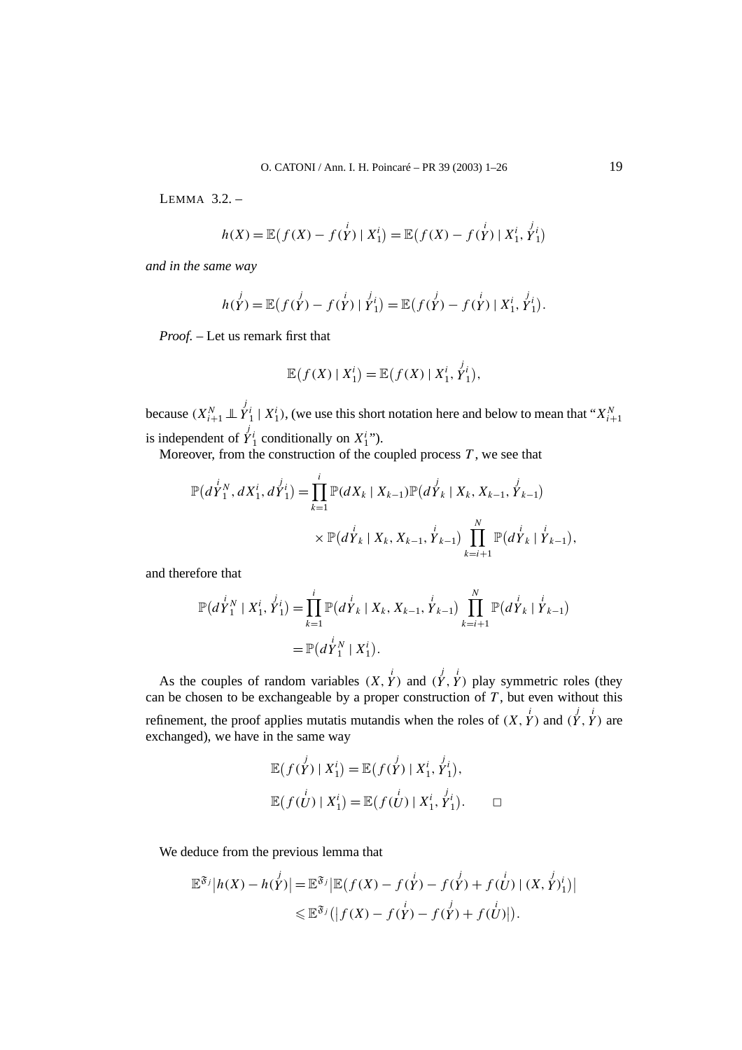LEMMA 3.2. –

$$h(X) = \mathbb{E}\big(f(X) - f(\overset{i}{Y}) \mid X_1^i\big) = \mathbb{E}\big(f(X) - f(\overset{i}{Y}) \mid X_1^i, \overset{j}{Y}{}_1^i\big)$$

*and in the same way*

$$h(\overset{j}{Y}) = \mathbb{E}\big(f(\overset{j}{Y}) - f(\overset{i}{Y}) \mid \overset{j}{Y}{}_1^i\big) = \mathbb{E}\big(f(\overset{j}{Y}) - f(\overset{i}{Y}) \mid X_1^i, \overset{j}{Y}{}_1^i\big).$$

*Proof.* – Let us remark first that

$$\mathbb{E}\big(f(X) \mid X_1^i\big) = \mathbb{E}\big(f(X) \mid X_1^i, \overset{j}{Y}{}_1^i\big),$$

because $(X_{i+1}^N \perp\!\!\!\perp \overset{j}{Y}{}_1^i \mid X_1^i)$, (we use this short notation here and below to mean that "$X_{i+1}^N$ is independent of $\overset{j}{Y}{}_1^i$ conditionally on $X_1^i$").

Moreover, from the construction of the coupled process $T$, we see that

$$\begin{aligned}
\mathbb{P}\big(d\overset{i}{Y}{}_1^N, dX_1^i, d\overset{j}{Y}{}_1^i\big) = \prod_{k=1}^{i} &\mathbb{P}(dX_k \mid X_{k-1})\mathbb{P}\big(d\overset{j}{Y}_k \mid X_k, X_{k-1}, \overset{j}{Y}_{k-1}\big) \\
&\times \mathbb{P}\big(d\overset{i}{Y}_k \mid X_k, X_{k-1}, \overset{i}{Y}_{k-1}\big) \prod_{k=i+1}^{N} \mathbb{P}\big(d\overset{i}{Y}_k \mid \overset{i}{Y}_{k-1}\big),
\end{aligned}$$

and therefore that

$$\begin{aligned}
\mathbb{P}\big(d\overset{i}{Y}{}_1^N \mid X_1^i, \overset{j}{Y}{}_1^i\big) &= \prod_{k=1}^{i} \mathbb{P}\big(d\overset{i}{Y}_k \mid X_k, X_{k-1}, \overset{i}{Y}_{k-1}\big) \prod_{k=i+1}^{N} \mathbb{P}\big(d\overset{i}{Y}_k \mid \overset{i}{Y}_{k-1}\big) \\
&= \mathbb{P}\big(d\overset{i}{Y}{}_1^N \mid X_1^i\big).
\end{aligned}$$

As the couples of random variables $(X, \overset{i}{Y})$ and $(\overset{j}{Y}, \overset{i}{Y})$ play symmetric roles (they can be chosen to be exchangeable by a proper construction of $T$, but even without this refinement, the proof applies mutatis mutandis when the roles of $(X, \overset{i}{Y})$ and $(\overset{j}{Y}, \overset{i}{Y})$ are exchanged), we have in the same way

$$\begin{aligned}
\mathbb{E}\big(f(\overset{j}{Y}) \mid X_1^i\big) &= \mathbb{E}\big(f(\overset{j}{Y}) \mid X_1^i, \overset{j}{Y}{}_1^i\big), \\
\mathbb{E}\big(f(\overset{i}{U}) \mid X_1^i\big) &= \mathbb{E}\big(f(\overset{i}{U}) \mid X_1^i, \overset{j}{Y}{}_1^i\big). \qquad \square
\end{aligned}$$

We deduce from the previous lemma that

$$\begin{aligned}
\mathbb{E}^{\mathfrak{F}_j}\big|h(X) - h(\overset{j}{Y})\big| &= \mathbb{E}^{\mathfrak{F}_j}\big|\mathbb{E}\big(f(X) - f(\overset{i}{Y}) - f(\overset{j}{Y}) + f(\overset{i}{U}) \mid (X, \overset{j}{Y})_1^i\big)\big| \\
&\leqslant \mathbb{E}^{\mathfrak{F}_j}\big(\big|f(X) - f(\overset{i}{Y}) - f(\overset{j}{Y}) + f(\overset{i}{U})\big|\big).
\end{aligned}$$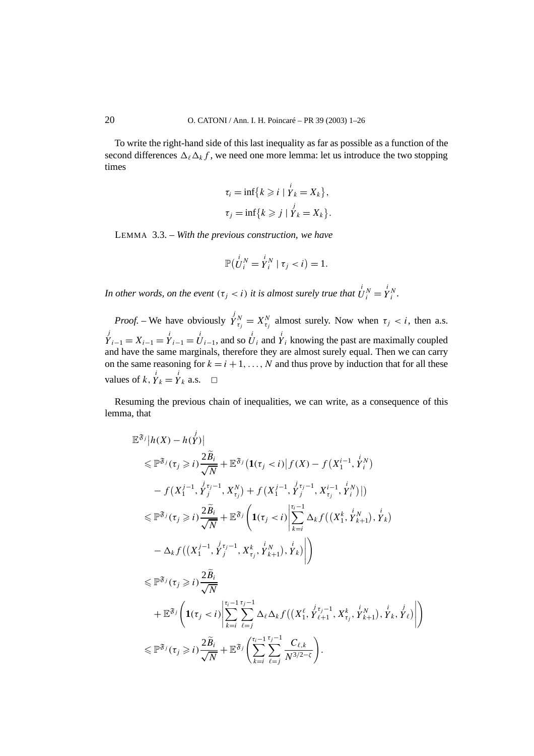To write the right-hand side of this last inequality as far as possible as a function of the second differences $\Delta_\ell \Delta_k f$, we need one more lemma: let us introduce the two stopping times

$$\tau_i = \inf\{k \geqslant i \mid \overset{i}{Y}_k = X_k\},$$

$$\tau_j = \inf\{k \geqslant j \mid \overset{j}{Y}_k = X_k\}.$$

LEMMA 3.3. – *With the previous construction, we have*

$$\mathbb{P}\big(\overset{i}{U}{}_i^N = \overset{i}{Y}{}_i^N \mid \tau_j < i\big) = 1.$$

*In other words, on the event $(\tau_j < i)$ it is almost surely true that $\overset{i}{U}{}_i^N = \overset{i}{Y}{}_i^N$.*

*Proof.* – We have obviously $\overset{j}{Y}{}_{\tau_j}^N = X_{\tau_j}^N$ almost surely. Now when $\tau_j < i$, then a.s. $\overset{j}{Y}_{i-1} = X_{i-1} = \overset{i}{Y}_{i-1} = \overset{i}{U}_{i-1}$, and so $\overset{i}{U}_i$ and $\overset{i}{Y}_i$ knowing the past are maximally coupled and have the same marginals, therefore they are almost surely equal. Then we can carry on the same reasoning for $k = i+1, \ldots, N$ and thus prove by induction that for all these values of $k$, $\overset{i}{Y}_k = \overset{i}{Y}_k$ a.s. $\square$

Resuming the previous chain of inequalities, we can write, as a consequence of this lemma, that

$$\begin{aligned}
&\mathbb{E}^{\mathfrak{F}_j}\big|h(X) - h(\overset{j}{Y})\big| \\
&\quad\leqslant \mathbb{P}^{\mathfrak{F}_j}(\tau_j \geqslant i)\frac{2\widetilde{B}_i}{\sqrt{N}} + \mathbb{E}^{\mathfrak{F}_j}\big(\mathbf{1}(\tau_j < i)\big| f(X) - f\big(X_1^{i-1}, \overset{i}{Y}{}_i^N\big) \\
&\qquad - f\big(X_1^{j-1}, \overset{j}{Y}{}_j^{\tau_j - 1}, X_{\tau_j}^N\big) + f\big(X_1^{j-1}, \overset{j}{Y}{}_j^{\tau_j-1}, X_{\tau_j}^{i-1}, \overset{i}{Y}{}_i^N\big)\big|\big) \\
&\quad\leqslant \mathbb{P}^{\mathfrak{F}_j}(\tau_j \geqslant i)\frac{2\widetilde{B}_i}{\sqrt{N}} + \mathbb{E}^{\mathfrak{F}_j}\left(\mathbf{1}(\tau_j < i)\left|\sum_{k=i}^{\tau_i - 1} \Delta_k f\big(\big(X_1^k, \overset{i}{Y}{}_{k+1}^N\big), \overset{i}{Y}_k\big)\right.\right. \\
&\qquad \left.\left. - \Delta_k f\big(\big(X_1^{j-1}, \overset{j}{Y}{}_j^{\tau_j - 1}, X_{\tau_j}^k, \overset{i}{Y}{}_{k+1}^N\big), \overset{i}{Y}_k\big)\right|\right) \\
&\quad\leqslant \mathbb{P}^{\mathfrak{F}_j}(\tau_j \geqslant i)\frac{2\widetilde{B}_i}{\sqrt{N}} \\
&\qquad + \mathbb{E}^{\mathfrak{F}_j}\left(\mathbf{1}(\tau_j < i)\left|\sum_{k=i}^{\tau_i - 1}\sum_{\ell=j}^{\tau_j - 1} \Delta_\ell \Delta_k f\big(\big(X_1^\ell, \overset{j}{Y}{}_{\ell+1}^{\tau_j - 1}, X_{\tau_j}^k, \overset{i}{Y}{}_{k+1}^N\big), \overset{i}{Y}_k, \overset{j}{Y}_\ell\big)\right|\right) \\
&\quad\leqslant \mathbb{P}^{\mathfrak{F}_j}(\tau_j \geqslant i)\frac{2\widetilde{B}_i}{\sqrt{N}} + \mathbb{E}^{\mathfrak{F}_j}\left(\sum_{k=i}^{\tau_i - 1}\sum_{\ell=j}^{\tau_j - 1}\frac{C_{\ell,k}}{N^{3/2-\zeta}}\right).
\end{aligned}$$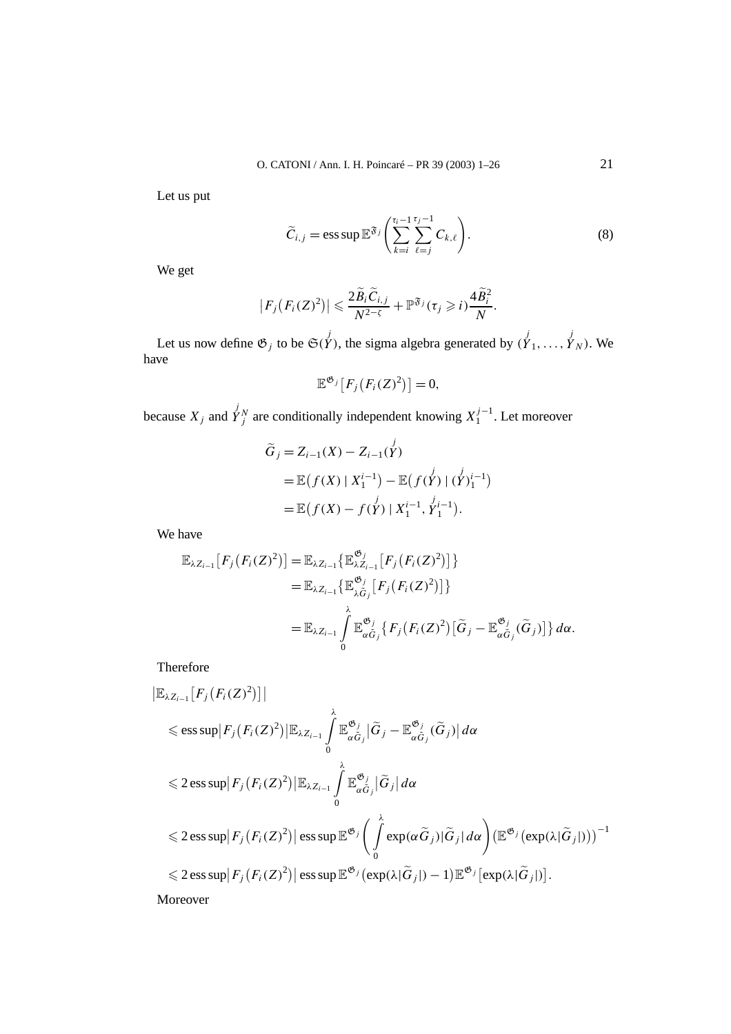Let us put

$$\widetilde{C}_{i,j} = \operatorname{ess\,sup} \mathbb{E}^{\mathfrak{F}_j}\left( \sum_{k=i}^{\tau_i - 1} \sum_{\ell=j}^{\tau_j - 1} C_{k,\ell} \right). \tag{8}$$

We get

$$\left|F_j\big(F_i(Z)^2\big)\right| \leqslant \frac{2\widetilde{B}_i \widetilde{C}_{i,j}}{N^{2-\zeta}} + \mathbb{P}^{\mathfrak{F}_j}(\tau_j \geqslant i)\frac{4\widetilde{B}_i^2}{N}.$$

Let us now define $\mathfrak{G}_j$ to be $\mathfrak{S}(\overset{j}{Y})$, the sigma algebra generated by $(\overset{j}{Y}_1, \dots, \overset{j}{Y}_N)$. We have

$$\mathbb{E}^{\mathfrak{G}_j}\big[F_j\big(F_i(Z)^2\big)\big] = 0,$$

because $X_j$ and $\overset{j}{Y}{}_j^N$ are conditionally independent knowing $X_1^{j-1}$. Let moreover

$$\begin{aligned}
\widetilde{G}_j &= Z_{i-1}(X) - Z_{i-1}(\overset{j}{Y}) \\
&= \mathbb{E}\big(f(X) \mid X_1^{i-1}\big) - \mathbb{E}\big(f(\overset{j}{Y}) \mid (\overset{j}{Y})_1^{i-1}\big) \\
&= \mathbb{E}\big(f(X) - f(\overset{j}{Y}) \mid X_1^{i-1}, \overset{j}{Y}{}_1^{i-1}\big).
\end{aligned}$$

We have

$$\begin{aligned}
\mathbb{E}_{\lambda Z_{i-1}}\big[F_j\big(F_i(Z)^2\big)\big] &= \mathbb{E}_{\lambda Z_{i-1}}\big\{\mathbb{E}_{\lambda Z_{i-1}}^{\mathfrak{G}_j}\big[F_j\big(F_i(Z)^2\big)\big]\big\} \\
&= \mathbb{E}_{\lambda Z_{i-1}}\big\{\mathbb{E}_{\lambda \tilde{G}_j}^{\mathfrak{G}_j}\big[F_j\big(F_i(Z)^2\big)\big]\big\} \\
&= \mathbb{E}_{\lambda Z_{i-1}} \int_0^\lambda \mathbb{E}_{\alpha \tilde{G}_j}^{\mathfrak{G}_j}\big\{F_j\big(F_i(Z)^2\big)\big[\widetilde{G}_j - \mathbb{E}_{\alpha \tilde{G}_j}^{\mathfrak{G}_j}(\widetilde{G}_j)\big]\big\}\, d\alpha.
\end{aligned}$$

Therefore

$$\begin{aligned}
&\left|\mathbb{E}_{\lambda Z_{i-1}}\big[F_j\big(F_i(Z)^2\big)\big]\right| \\
&\quad\leqslant \operatorname{ess\,sup}\left|F_j\big(F_i(Z)^2\big)\right| \mathbb{E}_{\lambda Z_{i-1}} \int_0^\lambda \mathbb{E}_{\alpha \tilde{G}_j}^{\mathfrak{G}_j}\left|\widetilde{G}_j - \mathbb{E}_{\alpha \tilde{G}_j}^{\mathfrak{G}_j}(\widetilde{G}_j)\right| d\alpha \\
&\quad\leqslant 2 \operatorname{ess\,sup}\left|F_j\big(F_i(Z)^2\big)\right| \mathbb{E}_{\lambda Z_{i-1}} \int_0^\lambda \mathbb{E}_{\alpha \tilde{G}_j}^{\mathfrak{G}_j}\left|\widetilde{G}_j\right| d\alpha \\
&\quad\leqslant 2 \operatorname{ess\,sup}\left|F_j\big(F_i(Z)^2\big)\right| \operatorname{ess\,sup} \mathbb{E}^{\mathfrak{G}_j}\left( \int_0^\lambda \exp(\alpha \widetilde{G}_j)|\widetilde{G}_j|\, d\alpha \right) \big(\mathbb{E}^{\mathfrak{G}_j}\big(\exp(\lambda|\widetilde{G}_j|)\big)\big)^{-1} \\
&\quad\leqslant 2 \operatorname{ess\,sup}\left|F_j\big(F_i(Z)^2\big)\right| \operatorname{ess\,sup} \mathbb{E}^{\mathfrak{G}_j}\big(\exp(\lambda|\widetilde{G}_j|) - 1\big)\mathbb{E}^{\mathfrak{G}_j}\big[\exp(\lambda|\widetilde{G}_j|)\big].
\end{aligned}$$

Moreover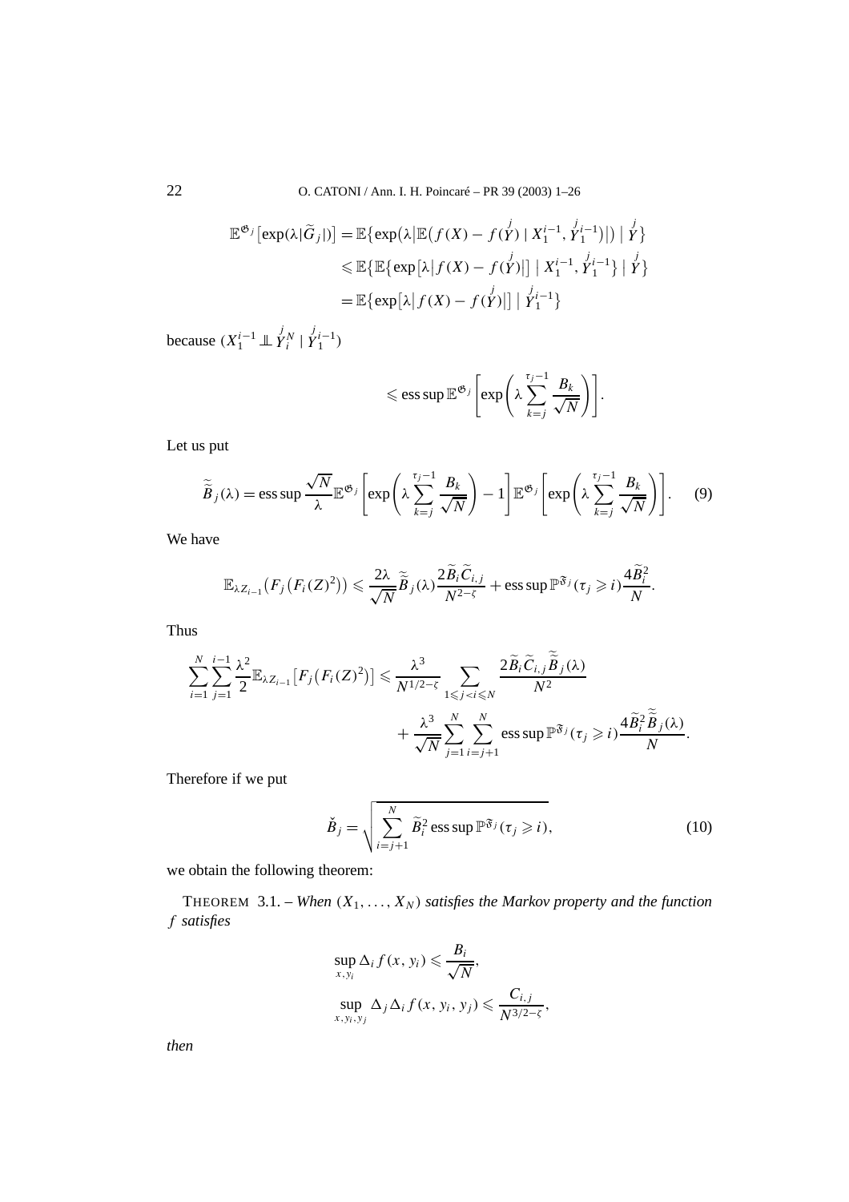$$
\begin{aligned}
\mathbb{E}^{\mathfrak{G}_j}\bigl[\exp(\lambda|\widetilde{G}_j|)\bigr] &= \mathbb{E}\bigl\{\exp\bigl(\lambda\bigl|\mathbb{E}\bigl(f(X) - f(\overset{j}{Y}) \mid X_1^{i-1}, \overset{j}{Y}{}_1^{i-1}\bigr)\bigr|\bigr) \bigm| \overset{j}{Y}\bigr\} \\
&\leqslant \mathbb{E}\bigl\{\mathbb{E}\bigl\{\exp\bigl[\lambda\bigl|f(X) - f(\overset{j}{Y})\bigr|\bigr] \bigm| X_1^{i-1}, \overset{j}{Y}{}_1^{i-1}\bigr\} \bigm| \overset{j}{Y}\bigr\} \\
&= \mathbb{E}\bigl\{\exp\bigl[\lambda\bigl|f(X) - f(\overset{j}{Y})\bigr|\bigr] \bigm| \overset{j}{Y}{}_1^{i-1}\bigr\}
\end{aligned}
$$

because $(X_1^{i-1} \perp\!\!\!\perp \overset{j}{Y}{}_i^N \mid \overset{j}{Y}{}_1^{i-1})$

$$
\leqslant \operatorname{ess\,sup} \mathbb{E}^{\mathfrak{G}_j}\left[\exp\left(\lambda \sum_{k=j}^{\tau_j - 1} \frac{B_k}{\sqrt{N}}\right)\right].
$$

Let us put

$$
\widetilde{\widetilde{B}}_j(\lambda) = \operatorname{ess\,sup} \frac{\sqrt{N}}{\lambda} \mathbb{E}^{\mathfrak{G}_j}\left[\exp\left(\lambda \sum_{k=j}^{\tau_j - 1} \frac{B_k}{\sqrt{N}}\right) - 1\right] \mathbb{E}^{\mathfrak{G}_j}\left[\exp\left(\lambda \sum_{k=j}^{\tau_j - 1} \frac{B_k}{\sqrt{N}}\right)\right]. \tag{9}
$$

We have

$$
\mathbb{E}_{\lambda Z_{i-1}}\bigl(F_j\bigl(F_i(Z)^2\bigr)\bigr) \leqslant \frac{2\lambda}{\sqrt{N}} \widetilde{\widetilde{B}}_j(\lambda) \frac{2\widetilde{B}_i \widetilde{C}_{i,j}}{N^{2-\zeta}} + \operatorname{ess\,sup} \mathbb{P}^{\mathfrak{F}_j}(\tau_j \geqslant i) \frac{4\widetilde{B}_i^2}{N}.
$$

Thus

$$
\begin{aligned}
\sum_{i=1}^N \sum_{j=1}^{i-1} \frac{\lambda^2}{2} \mathbb{E}_{\lambda Z_{i-1}}\bigl[F_j\bigl(F_i(Z)^2\bigr)\bigr] &\leqslant \frac{\lambda^3}{N^{1/2-\zeta}} \sum_{1 \leqslant j < i \leqslant N} \frac{2\widetilde{B}_i \widetilde{C}_{i,j} \widetilde{\widetilde{B}}_j(\lambda)}{N^2} \\
&\quad + \frac{\lambda^3}{\sqrt{N}} \sum_{j=1}^N \sum_{i=j+1}^N \operatorname{ess\,sup} \mathbb{P}^{\mathfrak{F}_j}(\tau_j \geqslant i) \frac{4\widetilde{B}_i^2 \widetilde{\widetilde{B}}_j(\lambda)}{N}.
\end{aligned}
$$

Therefore if we put

$$
\check{B}_j = \sqrt{\sum_{i=j+1}^N \widetilde{B}_i^2 \operatorname{ess\,sup} \mathbb{P}^{\mathfrak{F}_j}(\tau_j \geqslant i)}, \tag{10}
$$

we obtain the following theorem:

THEOREM 3.1. – *When $(X_1, \dots, X_N)$ satisfies the Markov property and the function $f$ satisfies*

$$
\begin{aligned}
&\sup_{x, y_i} \Delta_i f(x, y_i) \leqslant \frac{B_i}{\sqrt{N}}, \\
&\sup_{x, y_i, y_j} \Delta_j \Delta_i f(x, y_i, y_j) \leqslant \frac{C_{i,j}}{N^{3/2-\zeta}},
\end{aligned}
$$

*then*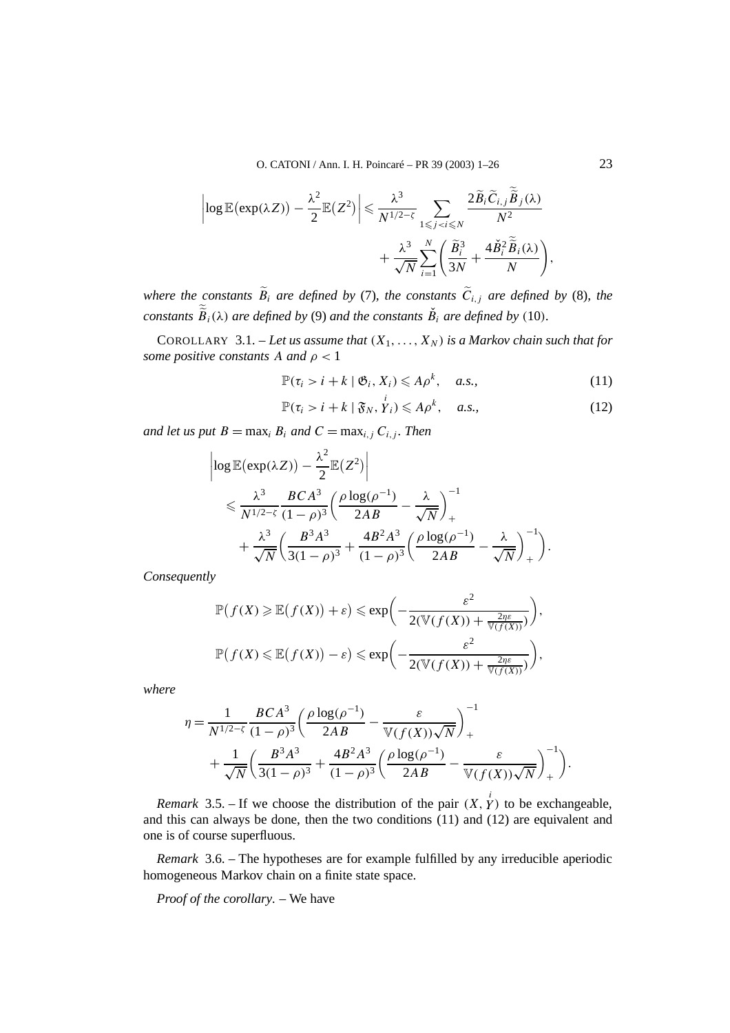$$
\left|\log \mathbb{E}\big(\exp(\lambda Z)\big) - \frac{\lambda^2}{2}\mathbb{E}\big(Z^2\big)\right| \leqslant \frac{\lambda^3}{N^{1/2-\zeta}} \sum_{1 \leqslant j < i \leqslant N} \frac{2\widetilde{B}_i \widetilde{C}_{i,j} \widetilde{\widetilde{B}}_j(\lambda)}{N^2} + \frac{\lambda^3}{\sqrt{N}} \sum_{i=1}^{N} \left( \frac{\widetilde{B}_i^3}{3N} + \frac{4\check{B}_i^2 \widetilde{\widetilde{B}}_i(\lambda)}{N} \right),
$$

*where the constants $\widetilde{B}_i$ are defined by* (7)*, the constants $\widetilde{C}_{i,j}$ are defined by* (8)*, the constants $\widetilde{\widetilde{B}}_i(\lambda)$ are defined by* (9) *and the constants $\check{B}_i$ are defined by* (10).

COROLLARY 3.1. – *Let us assume that $(X_1, \ldots, X_N)$ is a Markov chain such that for some positive constants $A$ and $\rho < 1$*

$$
\mathbb{P}(\tau_i > i + k \mid \mathfrak{G}_i, X_i) \leqslant A\rho^k, \quad a.s., \tag{11}
$$

$$
\mathbb{P}(\tau_i > i + k \mid \mathfrak{F}_N, \overset{i}{Y}_i) \leqslant A\rho^k, \quad a.s., \tag{12}
$$

*and let us put $B = \max_i B_i$ and $C = \max_{i,j} C_{i,j}$. Then*

$$
\begin{aligned}
&\left|\log \mathbb{E}\big(\exp(\lambda Z)\big) - \frac{\lambda^2}{2}\mathbb{E}\big(Z^2\big)\right| \\
&\quad \leqslant \frac{\lambda^3}{N^{1/2-\zeta}} \frac{BCA^3}{(1-\rho)^3} \left( \frac{\rho \log(\rho^{-1})}{2AB} - \frac{\lambda}{\sqrt{N}} \right)_+^{-1} \\
&\qquad + \frac{\lambda^3}{\sqrt{N}} \left( \frac{B^3 A^3}{3(1-\rho)^3} + \frac{4B^2 A^3}{(1-\rho)^3} \left( \frac{\rho \log(\rho^{-1})}{2AB} - \frac{\lambda}{\sqrt{N}} \right)_+^{-1} \right).
\end{aligned}
$$

*Consequently*

$$
\mathbb{P}\big(f(X) \geqslant \mathbb{E}\big(f(X)\big) + \varepsilon\big) \leqslant \exp\left( -\frac{\varepsilon^2}{2(\mathbb{V}(f(X)) + \frac{2\eta\varepsilon}{\mathbb{V}(f(X))})} \right),
$$

$$
\mathbb{P}\big(f(X) \leqslant \mathbb{E}\big(f(X)\big) - \varepsilon\big) \leqslant \exp\left( -\frac{\varepsilon^2}{2(\mathbb{V}(f(X)) + \frac{2\eta\varepsilon}{\mathbb{V}(f(X))})} \right),
$$

*where*

$$
\begin{aligned}
\eta = {} & \frac{1}{N^{1/2-\zeta}} \frac{BCA^3}{(1-\rho)^3} \left( \frac{\rho \log(\rho^{-1})}{2AB} - \frac{\varepsilon}{\mathbb{V}(f(X))\sqrt{N}} \right)_+^{-1} \\
& + \frac{1}{\sqrt{N}} \left( \frac{B^3 A^3}{3(1-\rho)^3} + \frac{4B^2 A^3}{(1-\rho)^3} \left( \frac{\rho \log(\rho^{-1})}{2AB} - \frac{\varepsilon}{\mathbb{V}(f(X))\sqrt{N}} \right)_+^{-1} \right).
\end{aligned}
$$

*Remark* 3.5. – If we choose the distribution of the pair $(X, \overset{i}{Y})$ to be exchangeable, and this can always be done, then the two conditions (11) and (12) are equivalent and one is of course superfluous.

*Remark* 3.6. – The hypotheses are for example fulfilled by any irreducible aperiodic homogeneous Markov chain on a finite state space.

*Proof of the corollary*. – We have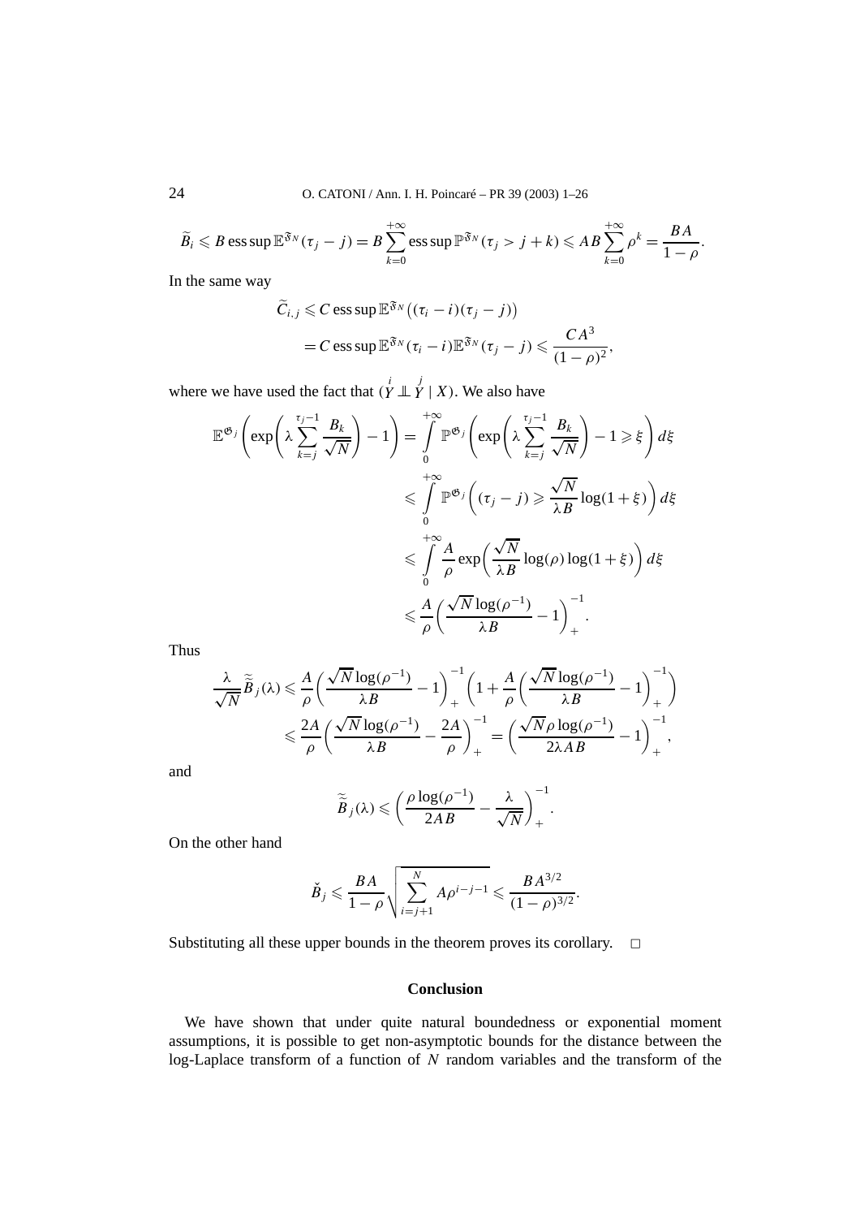$$\widetilde{B}_i \leqslant B \operatorname{ess\,sup} \mathbb{E}^{\mathfrak{F}_N}(\tau_j - j) = B \sum_{k=0}^{+\infty} \operatorname{ess\,sup} \mathbb{P}^{\mathfrak{F}_N}(\tau_j > j + k) \leqslant AB \sum_{k=0}^{+\infty} \rho^k = \frac{BA}{1-\rho}.$$

In the same way

$$\begin{aligned}
\widetilde{C}_{i,j} &\leqslant C \operatorname{ess\,sup} \mathbb{E}^{\mathfrak{F}_N}\big((\tau_i - i)(\tau_j - j)\big) \\
&= C \operatorname{ess\,sup} \mathbb{E}^{\mathfrak{F}_N}(\tau_i - i) \mathbb{E}^{\mathfrak{F}_N}(\tau_j - j) \leqslant \frac{CA^3}{(1-\rho)^2},
\end{aligned}$$

where we have used the fact that $(\overset{i}{Y} \perp\!\!\!\perp \overset{j}{Y} \mid X)$. We also have

$$\begin{aligned}
\mathbb{E}^{\mathfrak{G}_j}\left(\exp\left(\lambda \sum_{k=j}^{\tau_j - 1} \frac{B_k}{\sqrt{N}}\right) - 1\right) &= \int_0^{+\infty} \mathbb{P}^{\mathfrak{G}_j}\left(\exp\left(\lambda \sum_{k=j}^{\tau_j - 1} \frac{B_k}{\sqrt{N}}\right) - 1 \geqslant \xi\right) d\xi \\
&\leqslant \int_0^{+\infty} \mathbb{P}^{\mathfrak{G}_j}\left((\tau_j - j) \geqslant \frac{\sqrt{N}}{\lambda B} \log(1+\xi)\right) d\xi \\
&\leqslant \int_0^{+\infty} \frac{A}{\rho} \exp\left(\frac{\sqrt{N}}{\lambda B} \log(\rho) \log(1+\xi)\right) d\xi \\
&\leqslant \frac{A}{\rho}\left(\frac{\sqrt{N}\log(\rho^{-1})}{\lambda B} - 1\right)_+^{-1}.
\end{aligned}$$

Thus

$$\begin{aligned}
\frac{\lambda}{\sqrt{N}} \widetilde{\widetilde{B}}_j(\lambda) &\leqslant \frac{A}{\rho}\left(\frac{\sqrt{N}\log(\rho^{-1})}{\lambda B} - 1\right)_+^{-1}\left(1 + \frac{A}{\rho}\left(\frac{\sqrt{N}\log(\rho^{-1})}{\lambda B} - 1\right)_+^{-1}\right) \\
&\leqslant \frac{2A}{\rho}\left(\frac{\sqrt{N}\log(\rho^{-1})}{\lambda B} - \frac{2A}{\rho}\right)_+^{-1} = \left(\frac{\sqrt{N}\rho\log(\rho^{-1})}{2\lambda AB} - 1\right)_+^{-1},
\end{aligned}$$

and

$$\widetilde{\widetilde{B}}_j(\lambda) \leqslant \left(\frac{\rho\log(\rho^{-1})}{2AB} - \frac{\lambda}{\sqrt{N}}\right)_+^{-1}.$$

On the other hand

$$\check{B}_j \leqslant \frac{BA}{1-\rho}\sqrt{\sum_{i=j+1}^{N} A\rho^{i-j-1}} \leqslant \frac{BA^{3/2}}{(1-\rho)^{3/2}}.$$

Substituting all these upper bounds in the theorem proves its corollary. □

## Conclusion

We have shown that under quite natural boundedness or exponential moment assumptions, it is possible to get non-asymptotic bounds for the distance between the log-Laplace transform of a function of $N$ random variables and the transform of the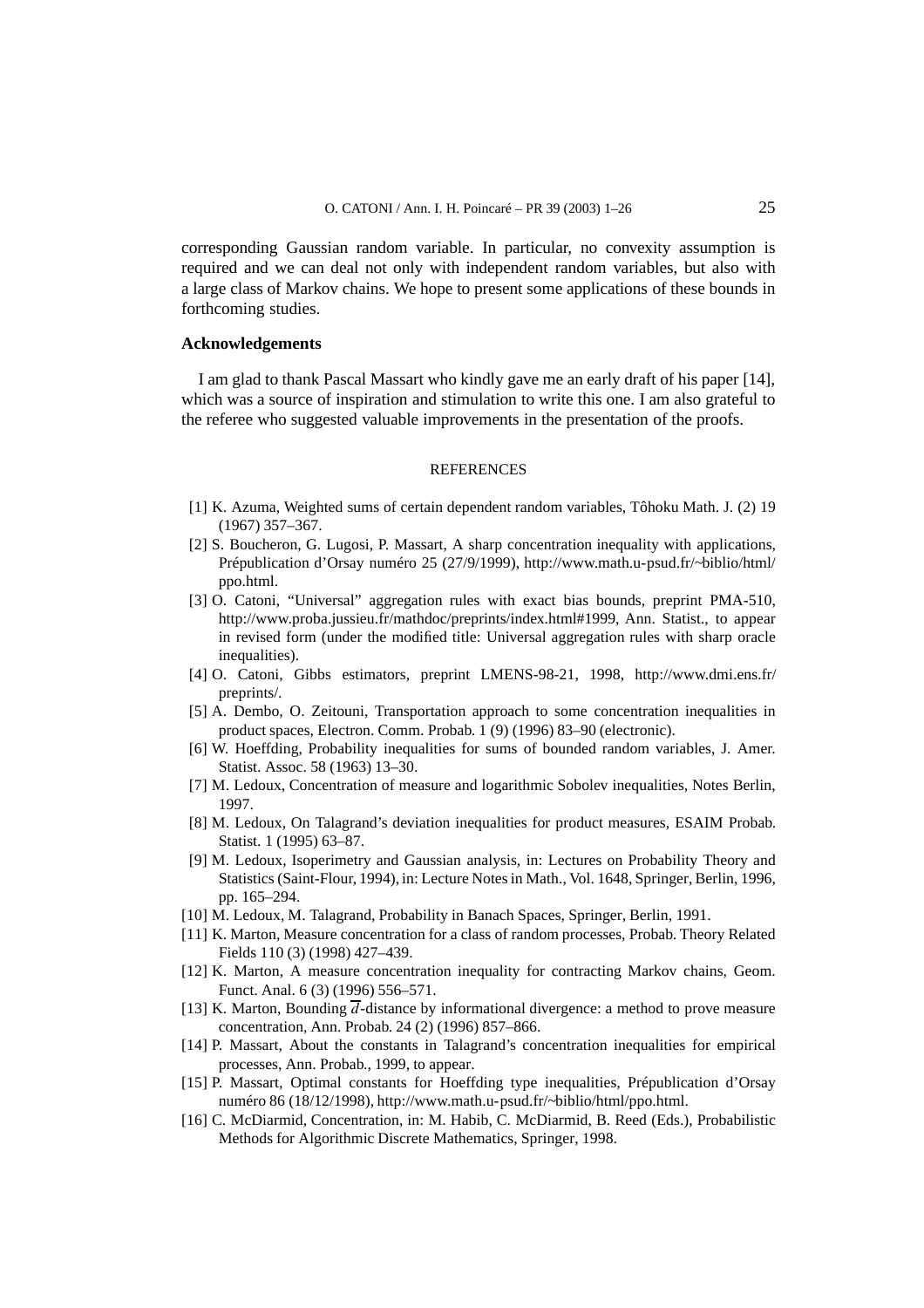corresponding Gaussian random variable. In particular, no convexity assumption is required and we can deal not only with independent random variables, but also with a large class of Markov chains. We hope to present some applications of these bounds in forthcoming studies.

### Acknowledgements

I am glad to thank Pascal Massart who kindly gave me an early draft of his paper [14], which was a source of inspiration and stimulation to write this one. I am also grateful to the referee who suggested valuable improvements in the presentation of the proofs.

## REFERENCES

[1] K. Azuma, Weighted sums of certain dependent random variables, Tôhoku Math. J. (2) 19 (1967) 357–367.

[2] S. Boucheron, G. Lugosi, P. Massart, A sharp concentration inequality with applications, Prépublication d'Orsay numéro 25 (27/9/1999), http://www.math.u-psud.fr/~biblio/html/ppo.html.

[3] O. Catoni, "Universal" aggregation rules with exact bias bounds, preprint PMA-510, http://www.proba.jussieu.fr/mathdoc/preprints/index.html#1999, Ann. Statist., to appear in revised form (under the modified title: Universal aggregation rules with sharp oracle inequalities).

[4] O. Catoni, Gibbs estimators, preprint LMENS-98-21, 1998, http://www.dmi.ens.fr/preprints/.

[5] A. Dembo, O. Zeitouni, Transportation approach to some concentration inequalities in product spaces, Electron. Comm. Probab. 1 (9) (1996) 83–90 (electronic).

[6] W. Hoeffding, Probability inequalities for sums of bounded random variables, J. Amer. Statist. Assoc. 58 (1963) 13–30.

[7] M. Ledoux, Concentration of measure and logarithmic Sobolev inequalities, Notes Berlin, 1997.

[8] M. Ledoux, On Talagrand's deviation inequalities for product measures, ESAIM Probab. Statist. 1 (1995) 63–87.

[9] M. Ledoux, Isoperimetry and Gaussian analysis, in: Lectures on Probability Theory and Statistics (Saint-Flour, 1994), in: Lecture Notes in Math., Vol. 1648, Springer, Berlin, 1996, pp. 165–294.

[10] M. Ledoux, M. Talagrand, Probability in Banach Spaces, Springer, Berlin, 1991.

[11] K. Marton, Measure concentration for a class of random processes, Probab. Theory Related Fields 110 (3) (1998) 427–439.

[12] K. Marton, A measure concentration inequality for contracting Markov chains, Geom. Funct. Anal. 6 (3) (1996) 556–571.

[13] K. Marton, Bounding $\overline{d}$-distance by informational divergence: a method to prove measure concentration, Ann. Probab. 24 (2) (1996) 857–866.

[14] P. Massart, About the constants in Talagrand's concentration inequalities for empirical processes, Ann. Probab., 1999, to appear.

[15] P. Massart, Optimal constants for Hoeffding type inequalities, Prépublication d'Orsay numéro 86 (18/12/1998), http://www.math.u-psud.fr/~biblio/html/ppo.html.

[16] C. McDiarmid, Concentration, in: M. Habib, C. McDiarmid, B. Reed (Eds.), Probabilistic Methods for Algorithmic Discrete Mathematics, Springer, 1998.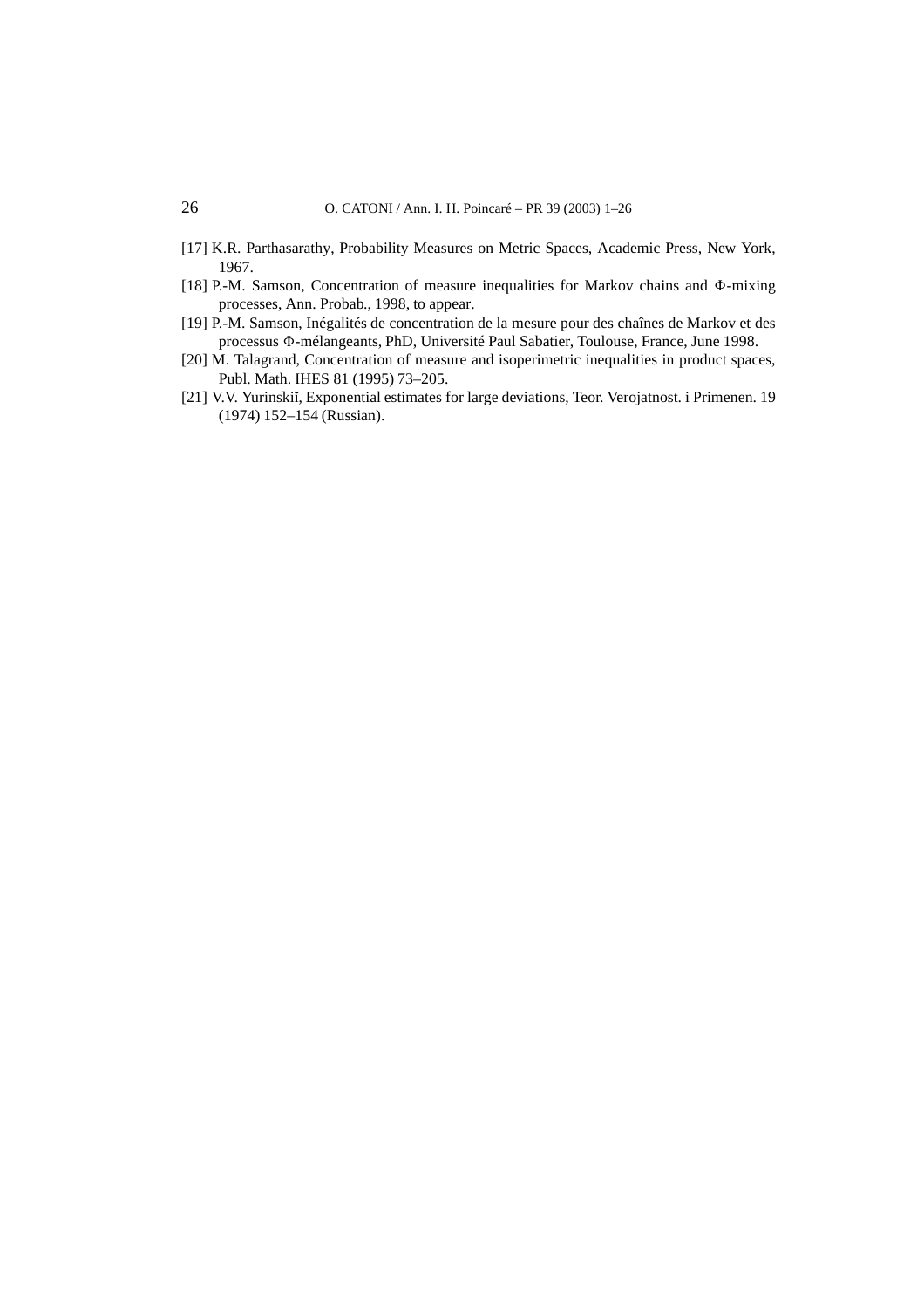[17] K.R. Parthasarathy, Probability Measures on Metric Spaces, Academic Press, New York, 1967.

[18] P.-M. Samson, Concentration of measure inequalities for Markov chains and $\Phi$-mixing processes, Ann. Probab., 1998, to appear.

[19] P.-M. Samson, Inégalités de concentration de la mesure pour des chaînes de Markov et des processus $\Phi$-mélangeants, PhD, Université Paul Sabatier, Toulouse, France, June 1998.

[20] M. Talagrand, Concentration of measure and isoperimetric inequalities in product spaces, Publ. Math. IHES 81 (1995) 73–205.

[21] V.V. Yurinskiĭ, Exponential estimates for large deviations, Teor. Verojatnost. i Primenen. 19 (1974) 152–154 (Russian).